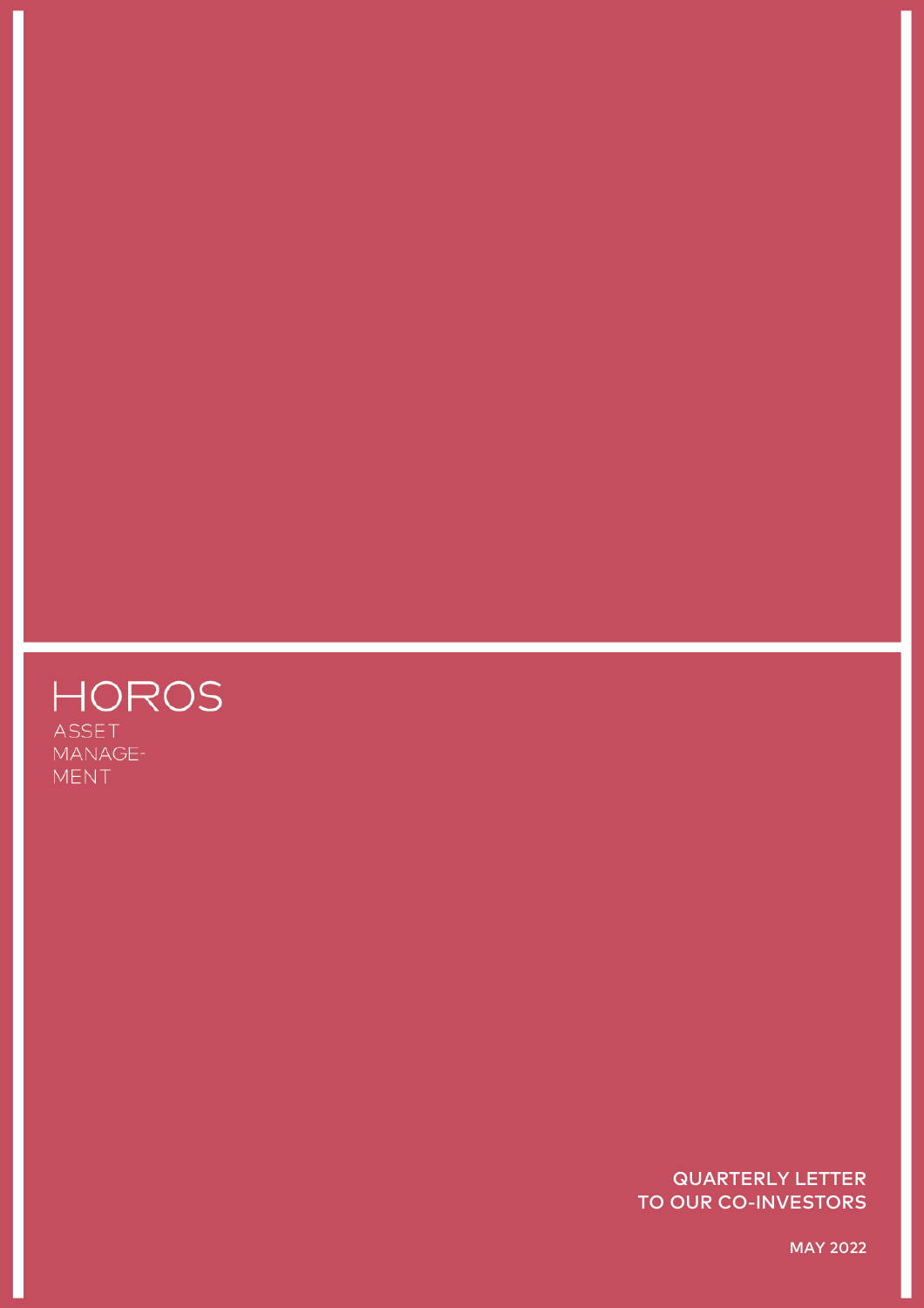HORSE

# HOROS

ASSET MANAGE-MENT

**QUARTERLY LETTER TO OUR CO-INVESTORS**

**MAY 2022**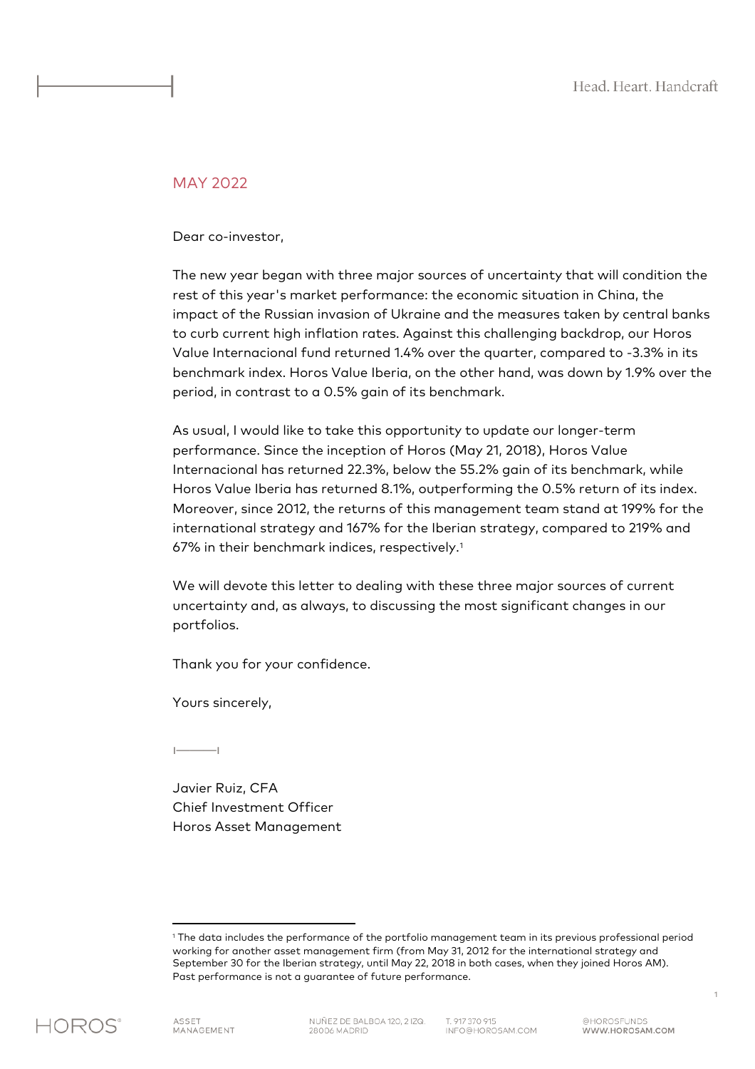## MAY 2022

Dear co-investor,

The new year began with three major sources of uncertainty that will condition the rest of this year's market performance: the economic situation in China, the impact of the Russian invasion of Ukraine and the measures taken by central banks to curb current high inflation rates. Against this challenging backdrop, our Horos Value Internacional fund returned 1.4% over the quarter, compared to -3.3% in its benchmark index. Horos Value Iberia, on the other hand, was down by 1.9% over the period, in contrast to a 0.5% gain of its benchmark.

As usual, I would like to take this opportunity to update our longer-term performance. Since the inception of Horos (May 21, 2018), Horos Value Internacional has returned 22.3%, below the 55.2% gain of its benchmark, while Horos Value Iberia has returned 8.1%, outperforming the 0.5% return of its index. Moreover, since 2012, the returns of this management team stand at 199% for the international strategy and 167% for the Iberian strategy, compared to 219% and 67% in their benchmark indices, respectively.[1]

We will devote this letter to dealing with these three major sources of current uncertainty and, as always, to discussing the most significant changes in our portfolios.

Thank you for your confidence.

Yours sincerely,

Javier Ruiz, CFA
Chief Investment Officer
Horos Asset Management

---

[1] The data includes the performance of the portfolio management team in its previous professional period working for another asset management firm (from May 31, 2012 for the international strategy and September 30 for the Iberian strategy, until May 22, 2018 in both cases, when they joined Horos AM). Past performance is not a guarantee of future performance.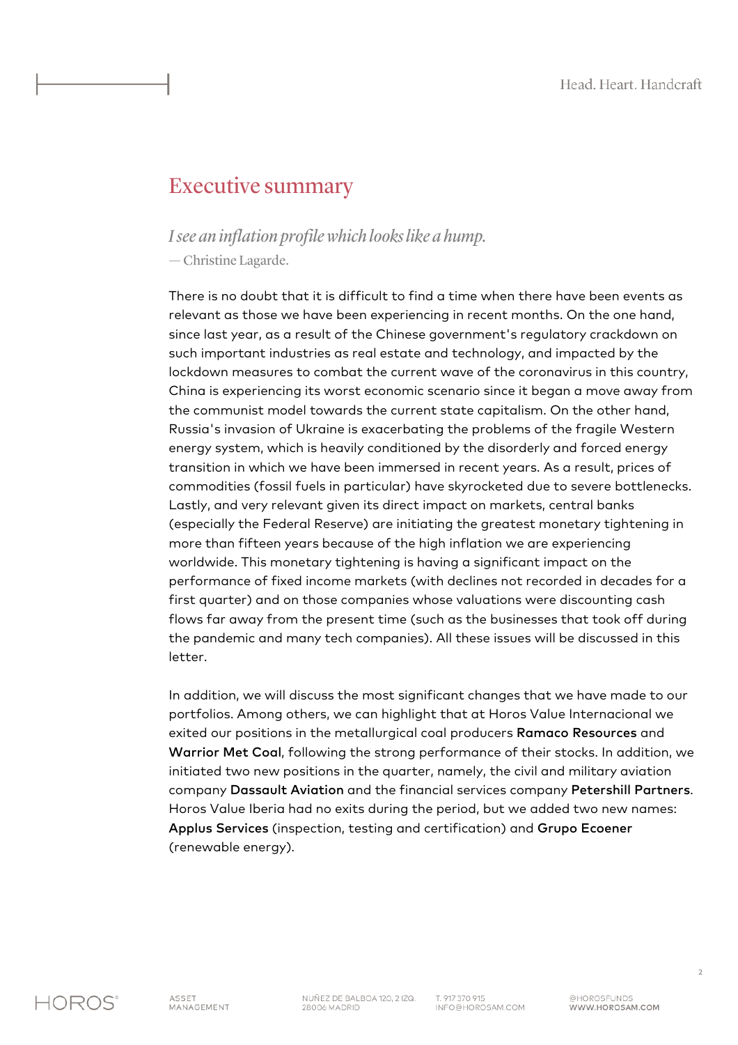# Executive summary

*I see an inflation profile which looks like a hump.*

— Christine Lagarde.

There is no doubt that it is difficult to find a time when there have been events as relevant as those we have been experiencing in recent months. On the one hand, since last year, as a result of the Chinese government's regulatory crackdown on such important industries as real estate and technology, and impacted by the lockdown measures to combat the current wave of the coronavirus in this country, China is experiencing its worst economic scenario since it began a move away from the communist model towards the current state capitalism. On the other hand, Russia's invasion of Ukraine is exacerbating the problems of the fragile Western energy system, which is heavily conditioned by the disorderly and forced energy transition in which we have been immersed in recent years. As a result, prices of commodities (fossil fuels in particular) have skyrocketed due to severe bottlenecks. Lastly, and very relevant given its direct impact on markets, central banks (especially the Federal Reserve) are initiating the greatest monetary tightening in more than fifteen years because of the high inflation we are experiencing worldwide. This monetary tightening is having a significant impact on the performance of fixed income markets (with declines not recorded in decades for a first quarter) and on those companies whose valuations were discounting cash flows far away from the present time (such as the businesses that took off during the pandemic and many tech companies). All these issues will be discussed in this letter.

In addition, we will discuss the most significant changes that we have made to our portfolios. Among others, we can highlight that at Horos Value Internacional we exited our positions in the metallurgical coal producers **Ramaco Resources** and **Warrior Met Coal**, following the strong performance of their stocks. In addition, we initiated two new positions in the quarter, namely, the civil and military aviation company **Dassault Aviation** and the financial services company **Petershill Partners**. Horos Value Iberia had no exits during the period, but we added two new names: **Applus Services** (inspection, testing and certification) and **Grupo Ecoener** (renewable energy).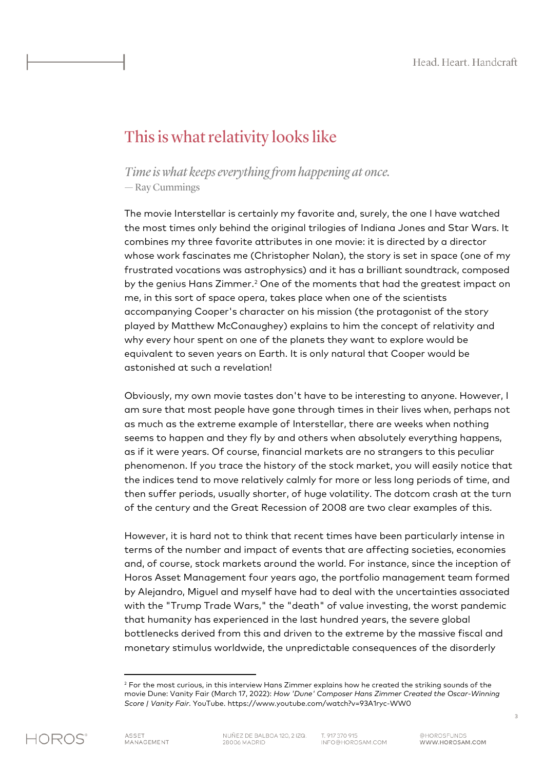# This is what relativity looks like

*Time is what keeps everything from happening at once.*
— Ray Cummings

The movie Interstellar is certainly my favorite and, surely, the one I have watched the most times only behind the original trilogies of Indiana Jones and Star Wars. It combines my three favorite attributes in one movie: it is directed by a director whose work fascinates me (Christopher Nolan), the story is set in space (one of my frustrated vocations was astrophysics) and it has a brilliant soundtrack, composed by the genius Hans Zimmer.[2] One of the moments that had the greatest impact on me, in this sort of space opera, takes place when one of the scientists accompanying Cooper's character on his mission (the protagonist of the story played by Matthew McConaughey) explains to him the concept of relativity and why every hour spent on one of the planets they want to explore would be equivalent to seven years on Earth. It is only natural that Cooper would be astonished at such a revelation!

Obviously, my own movie tastes don't have to be interesting to anyone. However, I am sure that most people have gone through times in their lives when, perhaps not as much as the extreme example of Interstellar, there are weeks when nothing seems to happen and they fly by and others when absolutely everything happens, as if it were years. Of course, financial markets are no strangers to this peculiar phenomenon. If you trace the history of the stock market, you will easily notice that the indices tend to move relatively calmly for more or less long periods of time, and then suffer periods, usually shorter, of huge volatility. The dotcom crash at the turn of the century and the Great Recession of 2008 are two clear examples of this.

However, it is hard not to think that recent times have been particularly intense in terms of the number and impact of events that are affecting societies, economies and, of course, stock markets around the world. For instance, since the inception of Horos Asset Management four years ago, the portfolio management team formed by Alejandro, Miguel and myself have had to deal with the uncertainties associated with the "Trump Trade Wars," the "death" of value investing, the worst pandemic that humanity has experienced in the last hundred years, the severe global bottlenecks derived from this and driven to the extreme by the massive fiscal and monetary stimulus worldwide, the unpredictable consequences of the disorderly

---

[2] For the most curious, in this interview Hans Zimmer explains how he created the striking sounds of the movie Dune: Vanity Fair (March 17, 2022): *How 'Dune' Composer Hans Zimmer Created the Oscar-Winning Score | Vanity Fair*. YouTube. https://www.youtube.com/watch?v=93A1ryc-WW0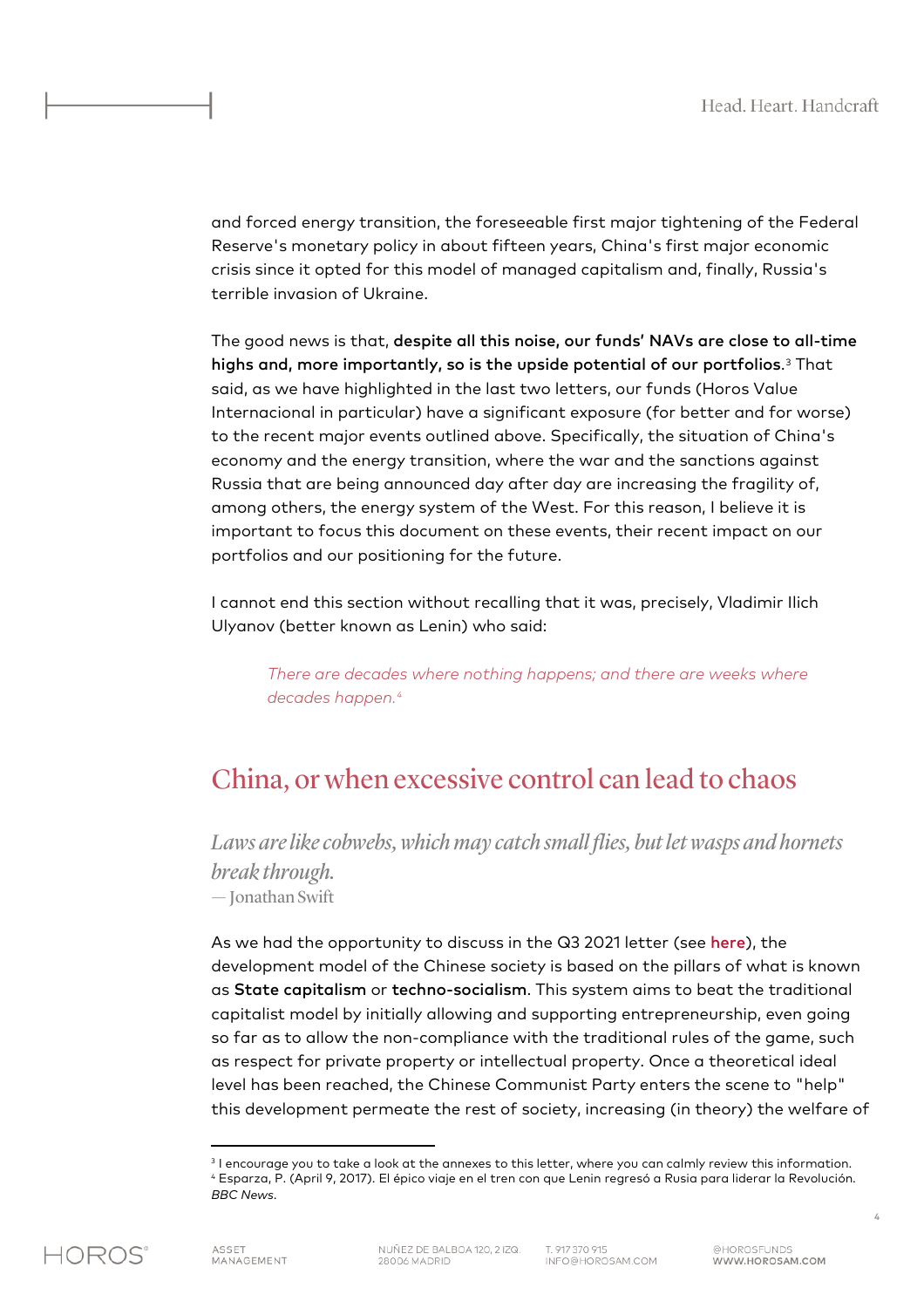and forced energy transition, the foreseeable first major tightening of the Federal Reserve's monetary policy in about fifteen years, China's first major economic crisis since it opted for this model of managed capitalism and, finally, Russia's terrible invasion of Ukraine.

The good news is that, **despite all this noise, our funds' NAVs are close to all-time highs and, more importantly, so is the upside potential of our portfolios**.[3] That said, as we have highlighted in the last two letters, our funds (Horos Value Internacional in particular) have a significant exposure (for better and for worse) to the recent major events outlined above. Specifically, the situation of China's economy and the energy transition, where the war and the sanctions against Russia that are being announced day after day are increasing the fragility of, among others, the energy system of the West. For this reason, I believe it is important to focus this document on these events, their recent impact on our portfolios and our positioning for the future.

I cannot end this section without recalling that it was, precisely, Vladimir Ilich Ulyanov (better known as Lenin) who said:

> *There are decades where nothing happens; and there are weeks where decades happen.*[4]

## China, or when excessive control can lead to chaos

> *Laws are like cobwebs, which may catch small flies, but let wasps and hornets break through.*
> — Jonathan Swift

As we had the opportunity to discuss in the Q3 2021 letter (see **here**), the development model of the Chinese society is based on the pillars of what is known as **State capitalism** or **techno-socialism**. This system aims to beat the traditional capitalist model by initially allowing and supporting entrepreneurship, even going so far as to allow the non-compliance with the traditional rules of the game, such as respect for private property or intellectual property. Once a theoretical ideal level has been reached, the Chinese Communist Party enters the scene to "help" this development permeate the rest of society, increasing (in theory) the welfare of

---

[3] I encourage you to take a look at the annexes to this letter, where you can calmly review this information.

[4] Esparza, P. (April 9, 2017). El épico viaje en el tren con que Lenin regresó a Rusia para liderar la Revolución. *BBC News*.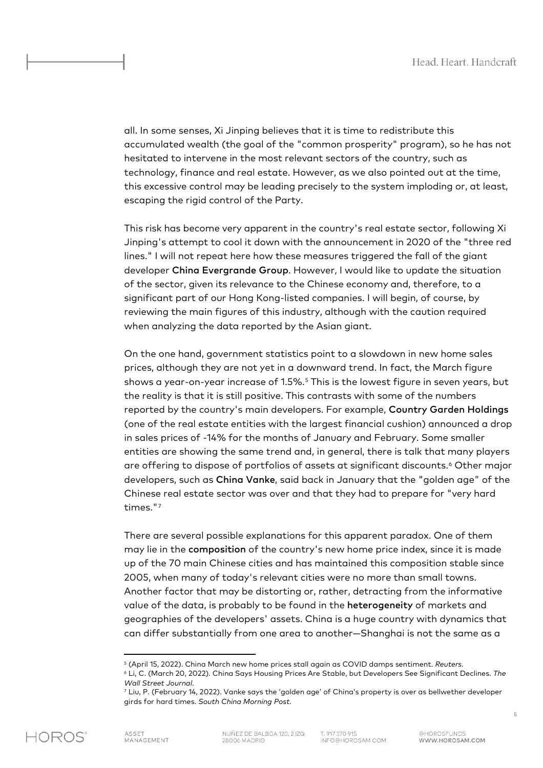all. In some senses, Xi Jinping believes that it is time to redistribute this accumulated wealth (the goal of the "common prosperity" program), so he has not hesitated to intervene in the most relevant sectors of the country, such as technology, finance and real estate. However, as we also pointed out at the time, this excessive control may be leading precisely to the system imploding or, at least, escaping the rigid control of the Party.

This risk has become very apparent in the country's real estate sector, following Xi Jinping's attempt to cool it down with the announcement in 2020 of the "three red lines." I will not repeat here how these measures triggered the fall of the giant developer **China Evergrande Group**. However, I would like to update the situation of the sector, given its relevance to the Chinese economy and, therefore, to a significant part of our Hong Kong-listed companies. I will begin, of course, by reviewing the main figures of this industry, although with the caution required when analyzing the data reported by the Asian giant.

On the one hand, government statistics point to a slowdown in new home sales prices, although they are not yet in a downward trend. In fact, the March figure shows a year-on-year increase of 1.5%.[5] This is the lowest figure in seven years, but the reality is that it is still positive. This contrasts with some of the numbers reported by the country's main developers. For example, **Country Garden Holdings** (one of the real estate entities with the largest financial cushion) announced a drop in sales prices of -14% for the months of January and February. Some smaller entities are showing the same trend and, in general, there is talk that many players are offering to dispose of portfolios of assets at significant discounts.[6] Other major developers, such as **China Vanke**, said back in January that the "golden age" of the Chinese real estate sector was over and that they had to prepare for "very hard times."[7]

There are several possible explanations for this apparent paradox. One of them may lie in the **composition** of the country's new home price index, since it is made up of the 70 main Chinese cities and has maintained this composition stable since 2005, when many of today's relevant cities were no more than small towns. Another factor that may be distorting or, rather, detracting from the informative value of the data, is probably to be found in the **heterogeneity** of markets and geographies of the developers' assets. China is a huge country with dynamics that can differ substantially from one area to another—Shanghai is not the same as a

---

[5] (April 15, 2022). China March new home prices stall again as COVID damps sentiment. *Reuters*.

[6] Li, C. (March 20, 2022). China Says Housing Prices Are Stable, but Developers See Significant Declines. *The Wall Street Journal*.

[7] Liu, P. (February 14, 2022). Vanke says the 'golden age' of China's property is over as bellwether developer girds for hard times. *South China Morning Post*.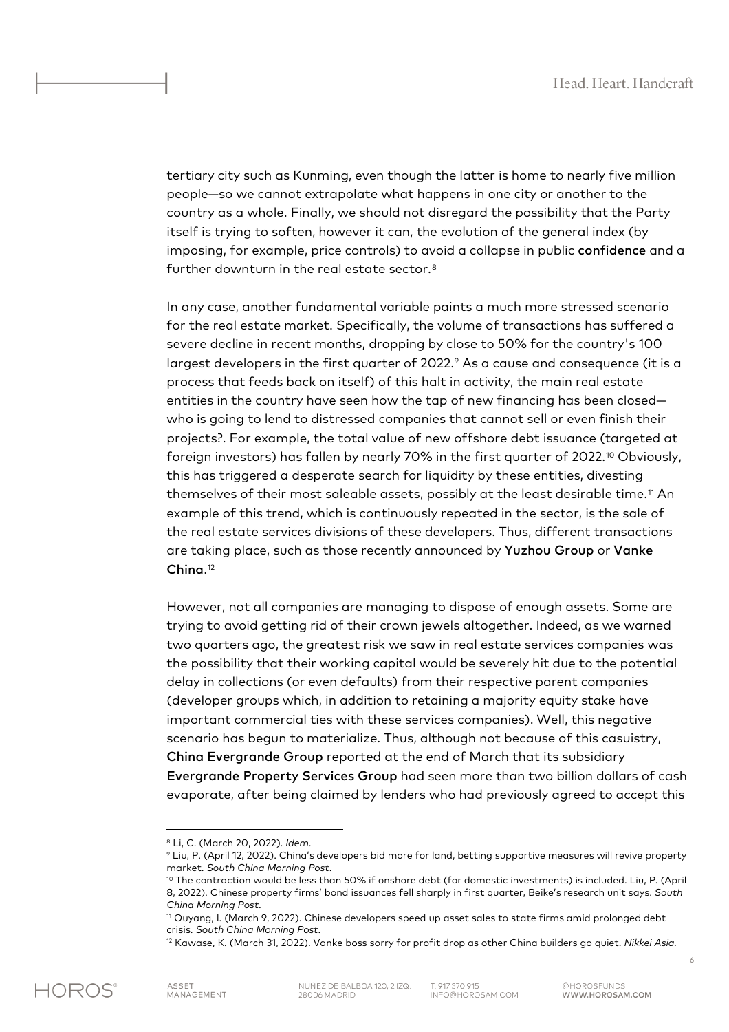tertiary city such as Kunming, even though the latter is home to nearly five million people—so we cannot extrapolate what happens in one city or another to the country as a whole. Finally, we should not disregard the possibility that the Party itself is trying to soften, however it can, the evolution of the general index (by imposing, for example, price controls) to avoid a collapse in public **confidence** and a further downturn in the real estate sector.[8]

In any case, another fundamental variable paints a much more stressed scenario for the real estate market. Specifically, the volume of transactions has suffered a severe decline in recent months, dropping by close to 50% for the country's 100 largest developers in the first quarter of 2022.[9] As a cause and consequence (it is a process that feeds back on itself) of this halt in activity, the main real estate entities in the country have seen how the tap of new financing has been closed—who is going to lend to distressed companies that cannot sell or even finish their projects?. For example, the total value of new offshore debt issuance (targeted at foreign investors) has fallen by nearly 70% in the first quarter of 2022.[10] Obviously, this has triggered a desperate search for liquidity by these entities, divesting themselves of their most saleable assets, possibly at the least desirable time.[11] An example of this trend, which is continuously repeated in the sector, is the sale of the real estate services divisions of these developers. Thus, different transactions are taking place, such as those recently announced by **Yuzhou Group** or **Vanke China**.[12]

However, not all companies are managing to dispose of enough assets. Some are trying to avoid getting rid of their crown jewels altogether. Indeed, as we warned two quarters ago, the greatest risk we saw in real estate services companies was the possibility that their working capital would be severely hit due to the potential delay in collections (or even defaults) from their respective parent companies (developer groups which, in addition to retaining a majority equity stake have important commercial ties with these services companies). Well, this negative scenario has begun to materialize. Thus, although not because of this casuistry, **China Evergrande Group** reported at the end of March that its subsidiary **Evergrande Property Services Group** had seen more than two billion dollars of cash evaporate, after being claimed by lenders who had previously agreed to accept this

---

[8] Li, C. (March 20, 2022). *Idem*.

[9] Liu, P. (April 12, 2022). China's developers bid more for land, betting supportive measures will revive property market. *South China Morning Post*.

[10] The contraction would be less than 50% if onshore debt (for domestic investments) is included. Liu, P. (April 8, 2022). Chinese property firms' bond issuances fell sharply in first quarter, Beike's research unit says. *South China Morning Post*.

[11] Ouyang, I. (March 9, 2022). Chinese developers speed up asset sales to state firms amid prolonged debt crisis. *South China Morning Post*.

[12] Kawase, K. (March 31, 2022). Vanke boss sorry for profit drop as other China builders go quiet. *Nikkei Asia*.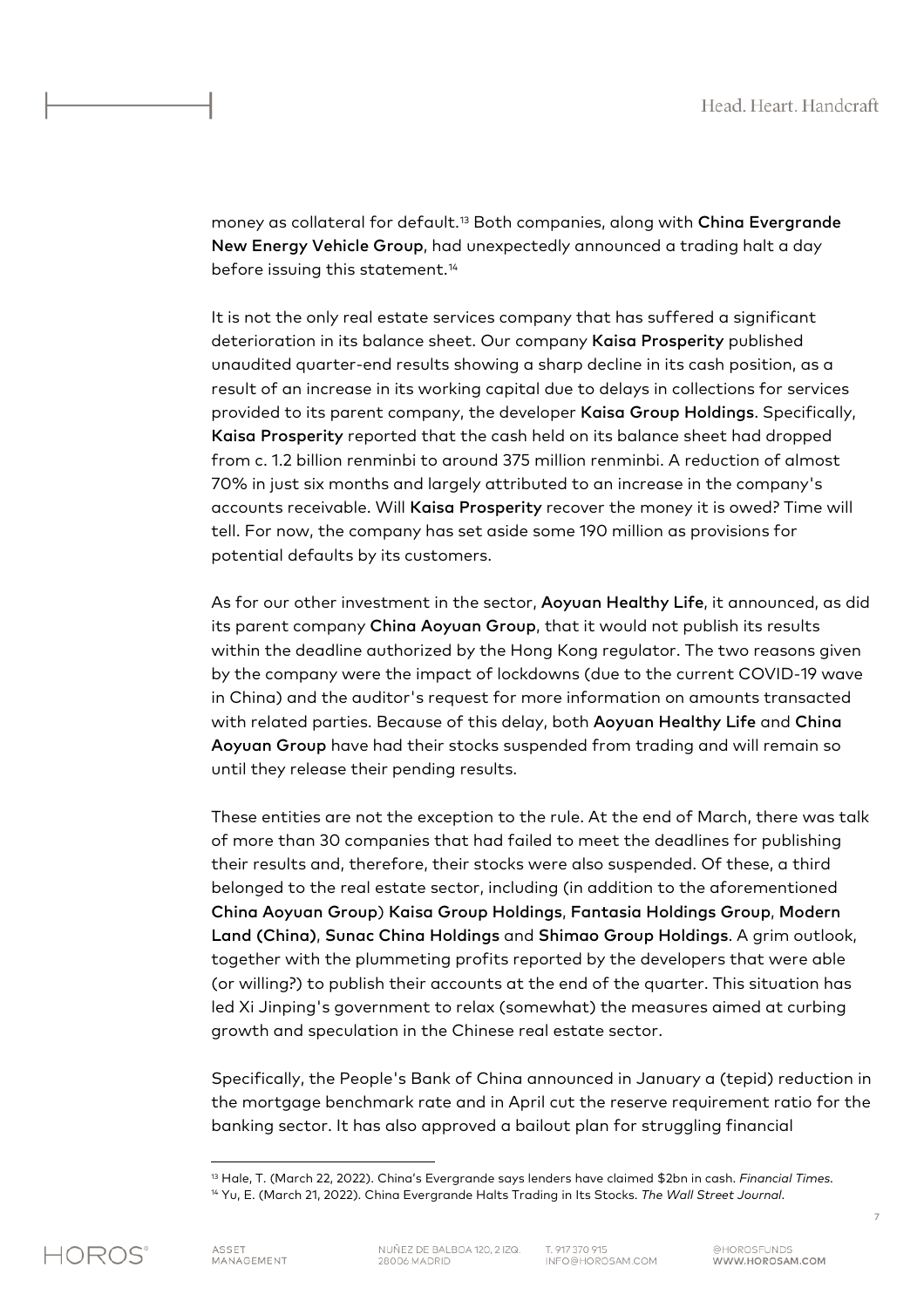money as collateral for default.[13] Both companies, along with **China Evergrande New Energy Vehicle Group**, had unexpectedly announced a trading halt a day before issuing this statement.[14]

It is not the only real estate services company that has suffered a significant deterioration in its balance sheet. Our company **Kaisa Prosperity** published unaudited quarter-end results showing a sharp decline in its cash position, as a result of an increase in its working capital due to delays in collections for services provided to its parent company, the developer **Kaisa Group Holdings**. Specifically, **Kaisa Prosperity** reported that the cash held on its balance sheet had dropped from c. 1.2 billion renminbi to around 375 million renminbi. A reduction of almost 70% in just six months and largely attributed to an increase in the company's accounts receivable. Will **Kaisa Prosperity** recover the money it is owed? Time will tell. For now, the company has set aside some 190 million as provisions for potential defaults by its customers.

As for our other investment in the sector, **Aoyuan Healthy Life**, it announced, as did its parent company **China Aoyuan Group**, that it would not publish its results within the deadline authorized by the Hong Kong regulator. The two reasons given by the company were the impact of lockdowns (due to the current COVID-19 wave in China) and the auditor's request for more information on amounts transacted with related parties. Because of this delay, both **Aoyuan Healthy Life** and **China Aoyuan Group** have had their stocks suspended from trading and will remain so until they release their pending results.

These entities are not the exception to the rule. At the end of March, there was talk of more than 30 companies that had failed to meet the deadlines for publishing their results and, therefore, their stocks were also suspended. Of these, a third belonged to the real estate sector, including (in addition to the aforementioned **China Aoyuan Group**) **Kaisa Group Holdings**, **Fantasia Holdings Group**, **Modern Land (China)**, **Sunac China Holdings** and **Shimao Group Holdings**. A grim outlook, together with the plummeting profits reported by the developers that were able (or willing?) to publish their accounts at the end of the quarter. This situation has led Xi Jinping's government to relax (somewhat) the measures aimed at curbing growth and speculation in the Chinese real estate sector.

Specifically, the People's Bank of China announced in January a (tepid) reduction in the mortgage benchmark rate and in April cut the reserve requirement ratio for the banking sector. It has also approved a bailout plan for struggling financial

---

[13] Hale, T. (March 22, 2022). China's Evergrande says lenders have claimed $2bn in cash. *Financial Times*.

[14] Yu, E. (March 21, 2022). China Evergrande Halts Trading in Its Stocks. *The Wall Street Journal*.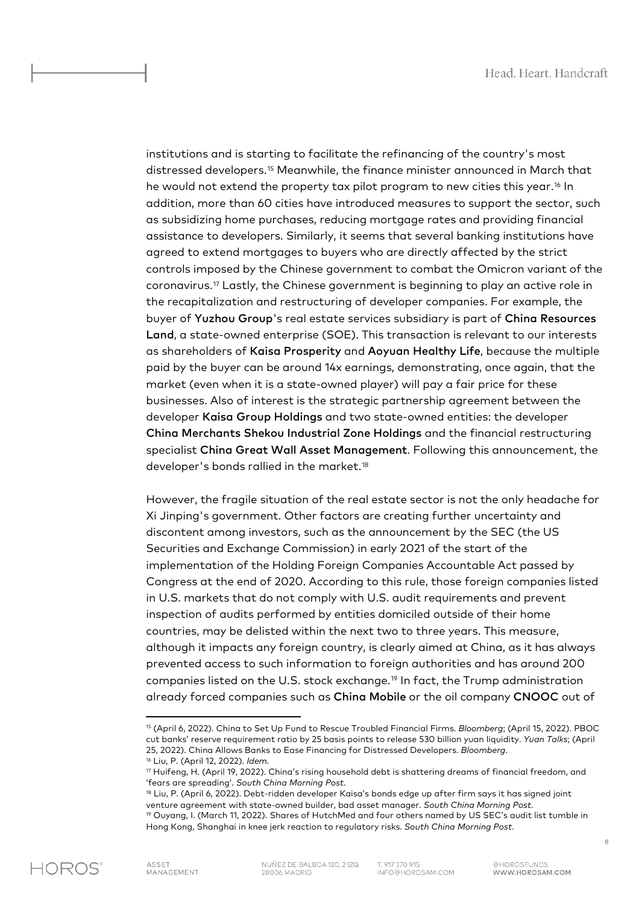institutions and is starting to facilitate the refinancing of the country's most distressed developers.[15] Meanwhile, the finance minister announced in March that he would not extend the property tax pilot program to new cities this year.[16] In addition, more than 60 cities have introduced measures to support the sector, such as subsidizing home purchases, reducing mortgage rates and providing financial assistance to developers. Similarly, it seems that several banking institutions have agreed to extend mortgages to buyers who are directly affected by the strict controls imposed by the Chinese government to combat the Omicron variant of the coronavirus.[17] Lastly, the Chinese government is beginning to play an active role in the recapitalization and restructuring of developer companies. For example, the buyer of **Yuzhou Group**'s real estate services subsidiary is part of **China Resources Land**, a state-owned enterprise (SOE). This transaction is relevant to our interests as shareholders of **Kaisa Prosperity** and **Aoyuan Healthy Life**, because the multiple paid by the buyer can be around 14x earnings, demonstrating, once again, that the market (even when it is a state-owned player) will pay a fair price for these businesses. Also of interest is the strategic partnership agreement between the developer **Kaisa Group Holdings** and two state-owned entities: the developer **China Merchants Shekou Industrial Zone Holdings** and the financial restructuring specialist **China Great Wall Asset Management**. Following this announcement, the developer's bonds rallied in the market.[18]

However, the fragile situation of the real estate sector is not the only headache for Xi Jinping's government. Other factors are creating further uncertainty and discontent among investors, such as the announcement by the SEC (the US Securities and Exchange Commission) in early 2021 of the start of the implementation of the Holding Foreign Companies Accountable Act passed by Congress at the end of 2020. According to this rule, those foreign companies listed in U.S. markets that do not comply with U.S. audit requirements and prevent inspection of audits performed by entities domiciled outside of their home countries, may be delisted within the next two to three years. This measure, although it impacts any foreign country, is clearly aimed at China, as it has always prevented access to such information to foreign authorities and has around 200 companies listed on the U.S. stock exchange.[19] In fact, the Trump administration already forced companies such as **China Mobile** or the oil company **CNOOC** out of

---

[15] (April 6, 2022). China to Set Up Fund to Rescue Troubled Financial Firms. *Bloomberg*; (April 15, 2022). PBOC cut banks' reserve requirement ratio by 25 basis points to release 530 billion yuan liquidity. *Yuan Talks*; (April 25, 2022). China Allows Banks to Ease Financing for Distressed Developers. *Bloomberg*.

[16] Liu, P. (April 12, 2022). *Idem*.

[17] Huifeng, H. (April 19, 2022). China's rising household debt is shattering dreams of financial freedom, and 'fears are spreading'. *South China Morning Post*.

[18] Liu, P. (April 6, 2022). Debt-ridden developer Kaisa's bonds edge up after firm says it has signed joint venture agreement with state-owned builder, bad asset manager. *South China Morning Post*.

[19] Ouyang, I. (March 11, 2022). Shares of HutchMed and four others named by US SEC's audit list tumble in Hong Kong, Shanghai in knee jerk reaction to regulatory risks. *South China Morning Post*.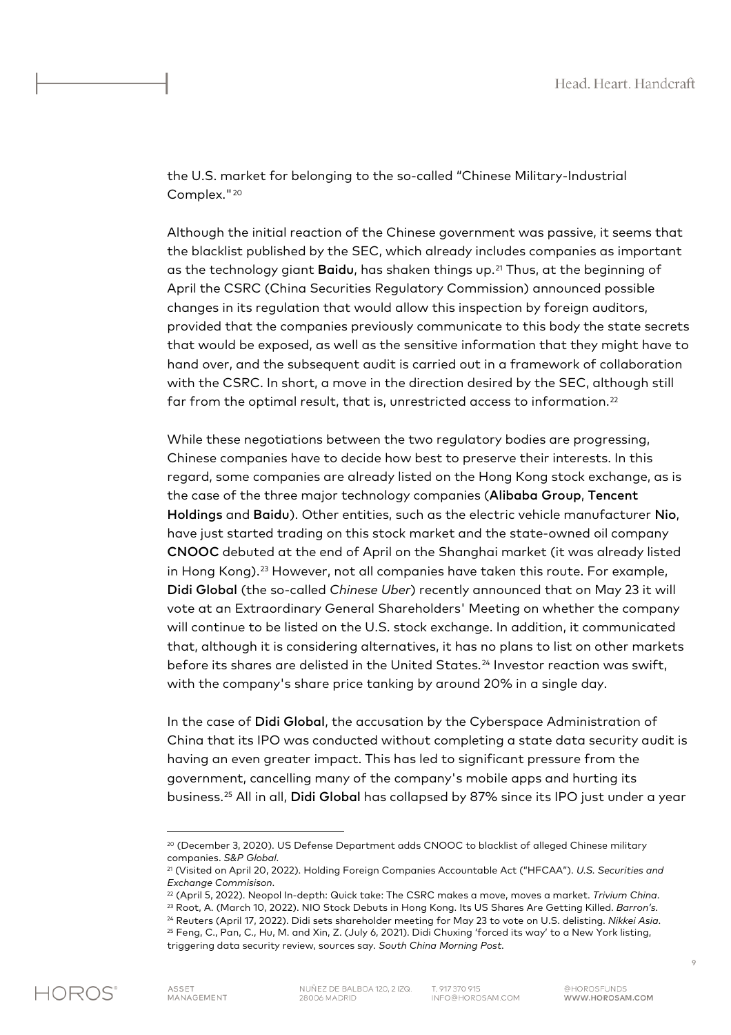the U.S. market for belonging to the so-called "Chinese Military-Industrial Complex."[20]

Although the initial reaction of the Chinese government was passive, it seems that the blacklist published by the SEC, which already includes companies as important as the technology giant **Baidu**, has shaken things up.[21] Thus, at the beginning of April the CSRC (China Securities Regulatory Commission) announced possible changes in its regulation that would allow this inspection by foreign auditors, provided that the companies previously communicate to this body the state secrets that would be exposed, as well as the sensitive information that they might have to hand over, and the subsequent audit is carried out in a framework of collaboration with the CSRC. In short, a move in the direction desired by the SEC, although still far from the optimal result, that is, unrestricted access to information.[22]

While these negotiations between the two regulatory bodies are progressing, Chinese companies have to decide how best to preserve their interests. In this regard, some companies are already listed on the Hong Kong stock exchange, as is the case of the three major technology companies (**Alibaba Group**, **Tencent Holdings** and **Baidu**). Other entities, such as the electric vehicle manufacturer **Nio**, have just started trading on this stock market and the state-owned oil company **CNOOC** debuted at the end of April on the Shanghai market (it was already listed in Hong Kong).[23] However, not all companies have taken this route. For example, **Didi Global** (the so-called *Chinese Uber*) recently announced that on May 23 it will vote at an Extraordinary General Shareholders' Meeting on whether the company will continue to be listed on the U.S. stock exchange. In addition, it communicated that, although it is considering alternatives, it has no plans to list on other markets before its shares are delisted in the United States.[24] Investor reaction was swift, with the company's share price tanking by around 20% in a single day.

In the case of **Didi Global**, the accusation by the Cyberspace Administration of China that its IPO was conducted without completing a state data security audit is having an even greater impact. This has led to significant pressure from the government, cancelling many of the company's mobile apps and hurting its business.[25] All in all, **Didi Global** has collapsed by 87% since its IPO just under a year

---

[20] (December 3, 2020). US Defense Department adds CNOOC to blacklist of alleged Chinese military companies. *S&P Global*.

[21] (Visited on April 20, 2022). Holding Foreign Companies Accountable Act ("HFCAA"). *U.S. Securities and Exchange Commisison*.

[22] (April 5, 2022). Neopol In-depth: Quick take: The CSRC makes a move, moves a market. *Trivium China*.

[23] Root, A. (March 10, 2022). NIO Stock Debuts in Hong Kong. Its US Shares Are Getting Killed. *Barron's*.

[24] Reuters (April 17, 2022). Didi sets shareholder meeting for May 23 to vote on U.S. delisting. *Nikkei Asia*.

[25] Feng, C., Pan, C., Hu, M. and Xin, Z. (July 6, 2021). Didi Chuxing 'forced its way' to a New York listing, triggering data security review, sources say. *South China Morning Post*.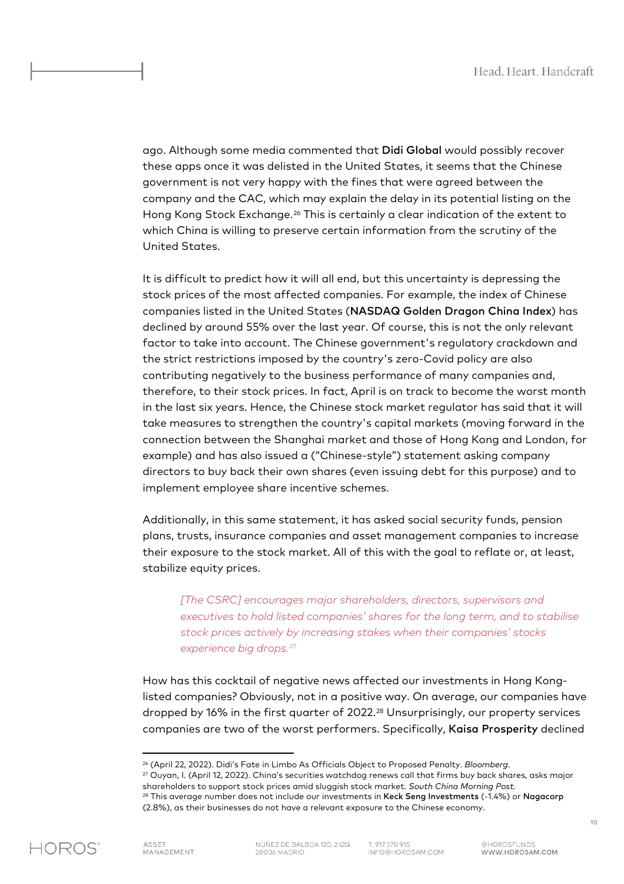ago. Although some media commented that **Didi Global** would possibly recover these apps once it was delisted in the United States, it seems that the Chinese government is not very happy with the fines that were agreed between the company and the CAC, which may explain the delay in its potential listing on the Hong Kong Stock Exchange.[26] This is certainly a clear indication of the extent to which China is willing to preserve certain information from the scrutiny of the United States.

It is difficult to predict how it will all end, but this uncertainty is depressing the stock prices of the most affected companies. For example, the index of Chinese companies listed in the United States (**NASDAQ Golden Dragon China Index**) has declined by around 55% over the last year. Of course, this is not the only relevant factor to take into account. The Chinese government's regulatory crackdown and the strict restrictions imposed by the country's zero-Covid policy are also contributing negatively to the business performance of many companies and, therefore, to their stock prices. In fact, April is on track to become the worst month in the last six years. Hence, the Chinese stock market regulator has said that it will take measures to strengthen the country's capital markets (moving forward in the connection between the Shanghai market and those of Hong Kong and London, for example) and has also issued a ("Chinese-style") statement asking company directors to buy back their own shares (even issuing debt for this purpose) and to implement employee share incentive schemes.

Additionally, in this same statement, it has asked social security funds, pension plans, trusts, insurance companies and asset management companies to increase their exposure to the stock market. All of this with the goal to reflate or, at least, stabilize equity prices.

> *[The CSRC] encourages major shareholders, directors, supervisors and executives to hold listed companies' shares for the long term, and to stabilise stock prices actively by increasing stakes when their companies' stocks experience big drops.*[27]

How has this cocktail of negative news affected our investments in Hong Kong-listed companies? Obviously, not in a positive way. On average, our companies have dropped by 16% in the first quarter of 2022.[28] Unsurprisingly, our property services companies are two of the worst performers. Specifically, **Kaisa Prosperity** declined

---

[26] (April 22, 2022). Didi's Fate in Limbo As Officials Object to Proposed Penalty. *Bloomberg*.

[27] Ouyan, I. (April 12, 2022). China's securities watchdog renews call that firms buy back shares, asks major shareholders to support stock prices amid sluggish stock market. *South China Morning Post*.

[28] This average number does not include our investments in **Keck Seng Investments** (-1.4%) or **Nagacorp** (2.8%), as their businesses do not have a relevant exposure to the Chinese economy.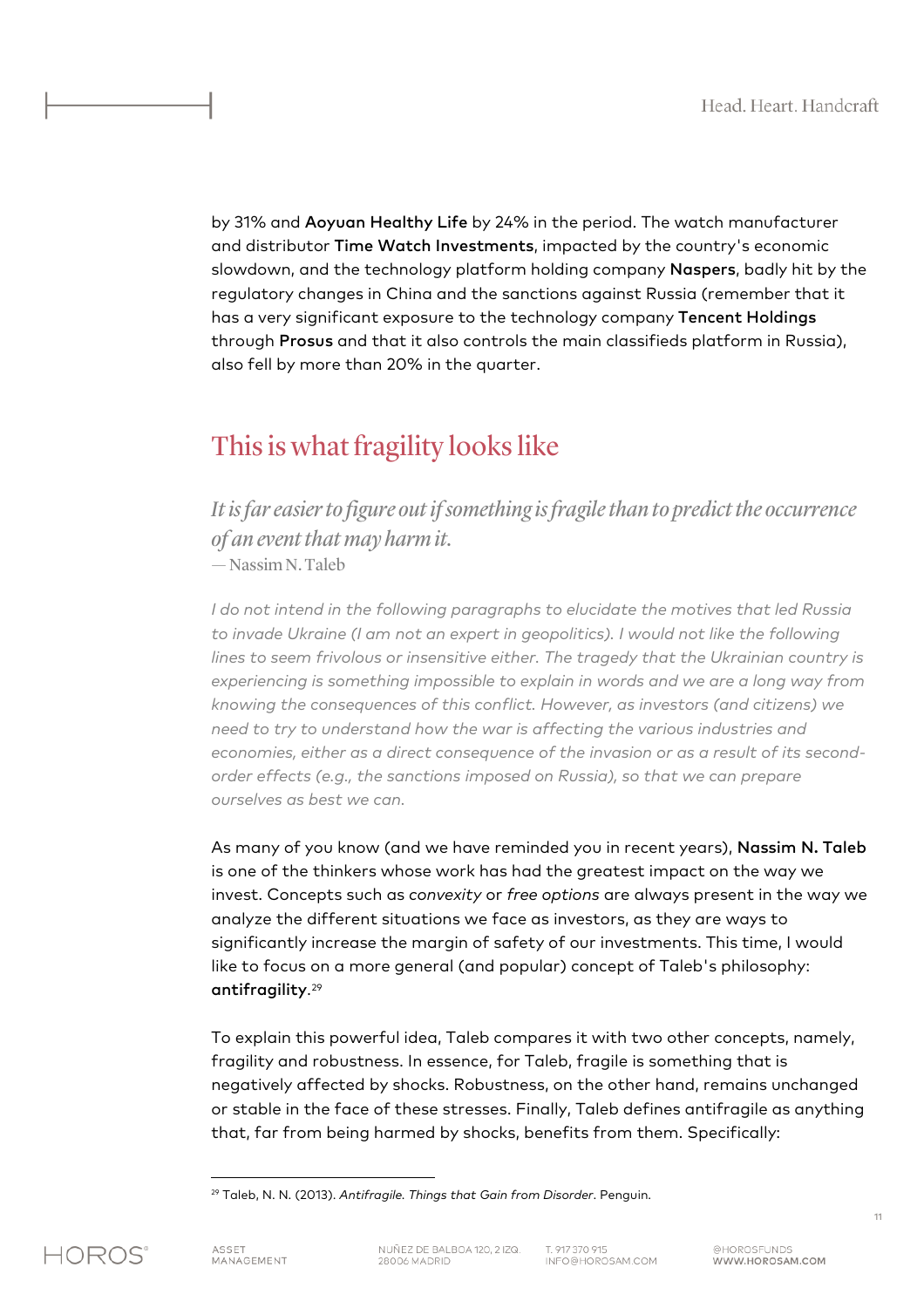by 31% and **Aoyuan Healthy Life** by 24% in the period. The watch manufacturer and distributor **Time Watch Investments**, impacted by the country's economic slowdown, and the technology platform holding company **Naspers**, badly hit by the regulatory changes in China and the sanctions against Russia (remember that it has a very significant exposure to the technology company **Tencent Holdings** through **Prosus** and that it also controls the main classifieds platform in Russia), also fell by more than 20% in the quarter.

## This is what fragility looks like

*It is far easier to figure out if something is fragile than to predict the occurrence of an event that may harm it.*
— Nassim N. Taleb

*I do not intend in the following paragraphs to elucidate the motives that led Russia to invade Ukraine (I am not an expert in geopolitics). I would not like the following lines to seem frivolous or insensitive either. The tragedy that the Ukrainian country is experiencing is something impossible to explain in words and we are a long way from knowing the consequences of this conflict. However, as investors (and citizens) we need to try to understand how the war is affecting the various industries and economies, either as a direct consequence of the invasion or as a result of its second-order effects (e.g., the sanctions imposed on Russia), so that we can prepare ourselves as best we can.*

As many of you know (and we have reminded you in recent years), **Nassim N. Taleb** is one of the thinkers whose work has had the greatest impact on the way we invest. Concepts such as *convexity* or *free options* are always present in the way we analyze the different situations we face as investors, as they are ways to significantly increase the margin of safety of our investments. This time, I would like to focus on a more general (and popular) concept of Taleb's philosophy: **antifragility**.[29]

To explain this powerful idea, Taleb compares it with two other concepts, namely, fragility and robustness. In essence, for Taleb, fragile is something that is negatively affected by shocks. Robustness, on the other hand, remains unchanged or stable in the face of these stresses. Finally, Taleb defines antifragile as anything that, far from being harmed by shocks, benefits from them. Specifically:

---

[29] Taleb, N. N. (2013). *Antifragile. Things that Gain from Disorder*. Penguin.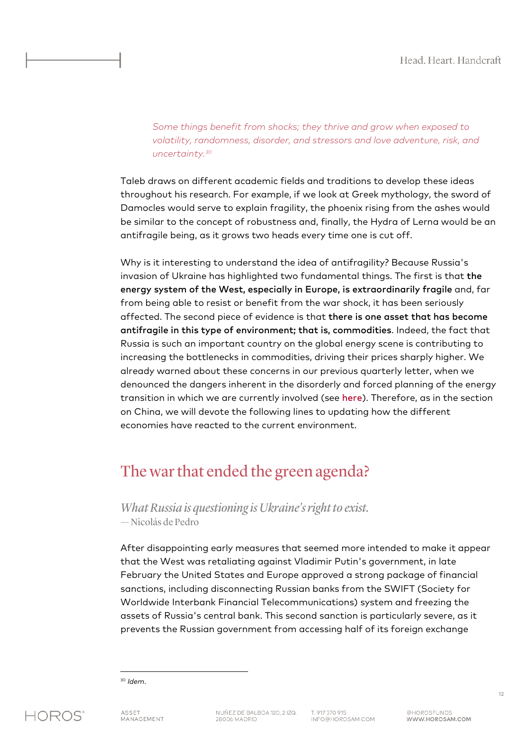> *Some things benefit from shocks; they thrive and grow when exposed to volatility, randomness, disorder, and stressors and love adventure, risk, and uncertainty.*[30]

Taleb draws on different academic fields and traditions to develop these ideas throughout his research. For example, if we look at Greek mythology, the sword of Damocles would serve to explain fragility, the phoenix rising from the ashes would be similar to the concept of robustness and, finally, the Hydra of Lerna would be an antifragile being, as it grows two heads every time one is cut off.

Why is it interesting to understand the idea of antifragility? Because Russia's invasion of Ukraine has highlighted two fundamental things. The first is that **the energy system of the West, especially in Europe, is extraordinarily fragile** and, far from being able to resist or benefit from the war shock, it has been seriously affected. The second piece of evidence is that **there is one asset that has become antifragile in this type of environment; that is, commodities**. Indeed, the fact that Russia is such an important country on the global energy scene is contributing to increasing the bottlenecks in commodities, driving their prices sharply higher. We already warned about these concerns in our previous quarterly letter, when we denounced the dangers inherent in the disorderly and forced planning of the energy transition in which we are currently involved (see here). Therefore, as in the section on China, we will devote the following lines to updating how the different economies have reacted to the current environment.

## The war that ended the green agenda?

*What Russia is questioning is Ukraine's right to exist.*
— Nicolás de Pedro

After disappointing early measures that seemed more intended to make it appear that the West was retaliating against Vladimir Putin's government, in late February the United States and Europe approved a strong package of financial sanctions, including disconnecting Russian banks from the SWIFT (Society for Worldwide Interbank Financial Telecommunications) system and freezing the assets of Russia's central bank. This second sanction is particularly severe, as it prevents the Russian government from accessing half of its foreign exchange

---

[30] *Idem.*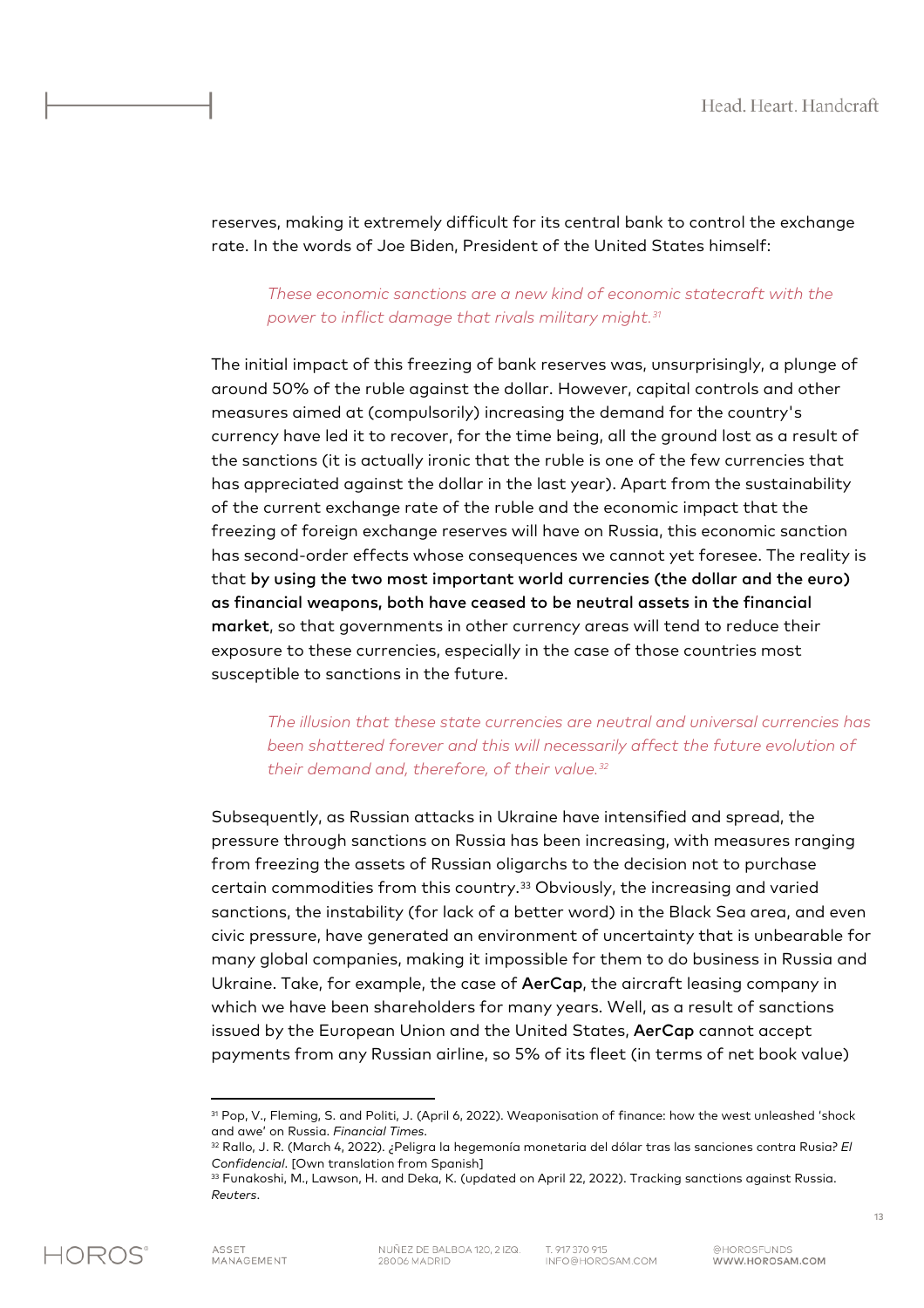reserves, making it extremely difficult for its central bank to control the exchange rate. In the words of Joe Biden, President of the United States himself:

> *These economic sanctions are a new kind of economic statecraft with the power to inflict damage that rivals military might.*[31]

The initial impact of this freezing of bank reserves was, unsurprisingly, a plunge of around 50% of the ruble against the dollar. However, capital controls and other measures aimed at (compulsorily) increasing the demand for the country's currency have led it to recover, for the time being, all the ground lost as a result of the sanctions (it is actually ironic that the ruble is one of the few currencies that has appreciated against the dollar in the last year). Apart from the sustainability of the current exchange rate of the ruble and the economic impact that the freezing of foreign exchange reserves will have on Russia, this economic sanction has second-order effects whose consequences we cannot yet foresee. The reality is that **by using the two most important world currencies (the dollar and the euro) as financial weapons, both have ceased to be neutral assets in the financial market**, so that governments in other currency areas will tend to reduce their exposure to these currencies, especially in the case of those countries most susceptible to sanctions in the future.

> *The illusion that these state currencies are neutral and universal currencies has been shattered forever and this will necessarily affect the future evolution of their demand and, therefore, of their value.*[32]

Subsequently, as Russian attacks in Ukraine have intensified and spread, the pressure through sanctions on Russia has been increasing, with measures ranging from freezing the assets of Russian oligarchs to the decision not to purchase certain commodities from this country.[33] Obviously, the increasing and varied sanctions, the instability (for lack of a better word) in the Black Sea area, and even civic pressure, have generated an environment of uncertainty that is unbearable for many global companies, making it impossible for them to do business in Russia and Ukraine. Take, for example, the case of **AerCap**, the aircraft leasing company in which we have been shareholders for many years. Well, as a result of sanctions issued by the European Union and the United States, **AerCap** cannot accept payments from any Russian airline, so 5% of its fleet (in terms of net book value)

---

[31] Pop, V., Fleming, S. and Politi, J. (April 6, 2022). Weaponisation of finance: how the west unleashed 'shock and awe' on Russia. *Financial Times*.

[32] Rallo, J. R. (March 4, 2022). ¿Peligra la hegemonía monetaria del dólar tras las sanciones contra Rusia? *El Confidencial*. [Own translation from Spanish]

[33] Funakoshi, M., Lawson, H. and Deka, K. (updated on April 22, 2022). Tracking sanctions against Russia. *Reuters*.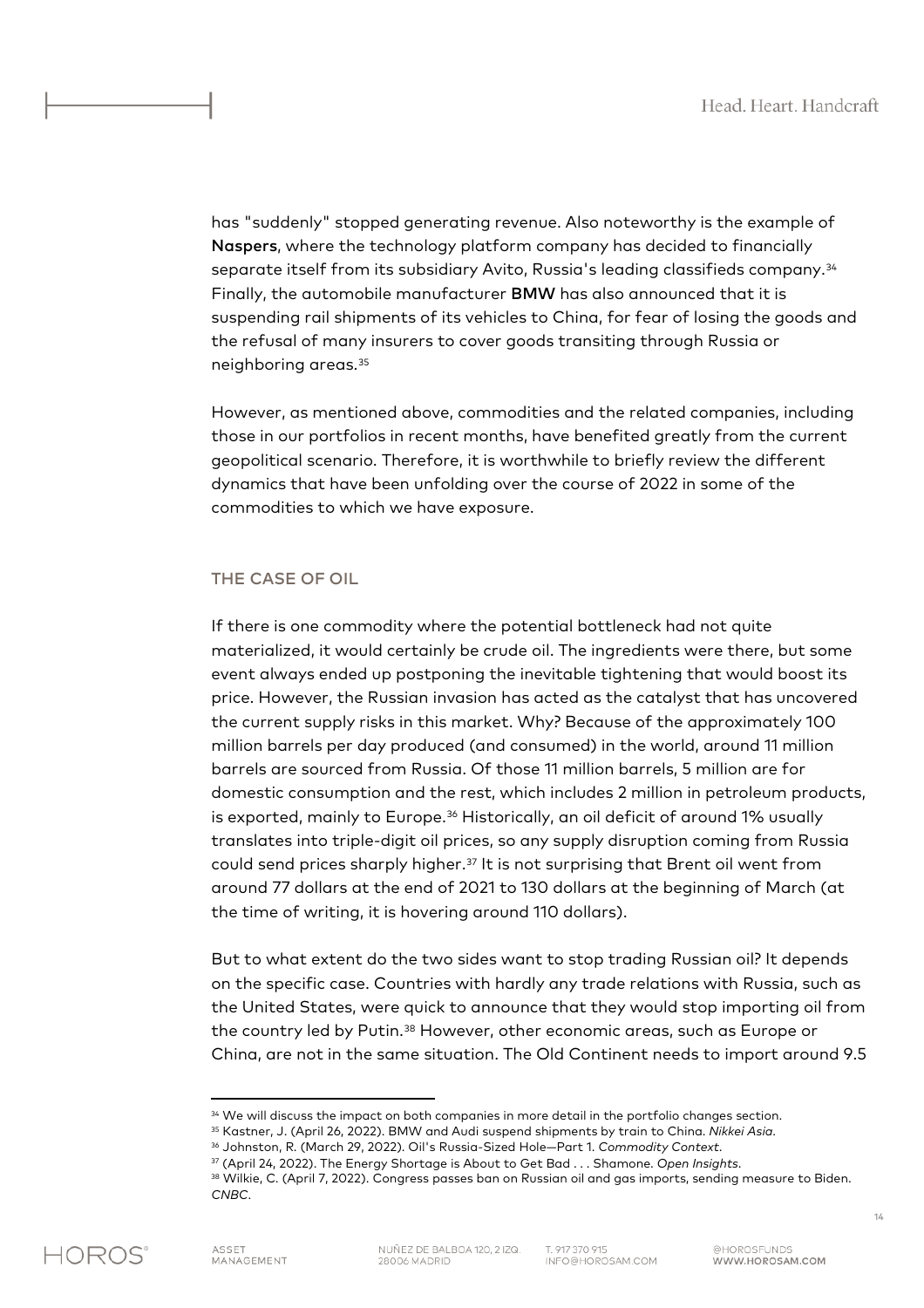has "suddenly" stopped generating revenue. Also noteworthy is the example of **Naspers**, where the technology platform company has decided to financially separate itself from its subsidiary Avito, Russia's leading classifieds company.[34] Finally, the automobile manufacturer **BMW** has also announced that it is suspending rail shipments of its vehicles to China, for fear of losing the goods and the refusal of many insurers to cover goods transiting through Russia or neighboring areas.[35]

However, as mentioned above, commodities and the related companies, including those in our portfolios in recent months, have benefited greatly from the current geopolitical scenario. Therefore, it is worthwhile to briefly review the different dynamics that have been unfolding over the course of 2022 in some of the commodities to which we have exposure.

## THE CASE OF OIL

If there is one commodity where the potential bottleneck had not quite materialized, it would certainly be crude oil. The ingredients were there, but some event always ended up postponing the inevitable tightening that would boost its price. However, the Russian invasion has acted as the catalyst that has uncovered the current supply risks in this market. Why? Because of the approximately 100 million barrels per day produced (and consumed) in the world, around 11 million barrels are sourced from Russia. Of those 11 million barrels, 5 million are for domestic consumption and the rest, which includes 2 million in petroleum products, is exported, mainly to Europe.[36] Historically, an oil deficit of around 1% usually translates into triple-digit oil prices, so any supply disruption coming from Russia could send prices sharply higher.[37] It is not surprising that Brent oil went from around 77 dollars at the end of 2021 to 130 dollars at the beginning of March (at the time of writing, it is hovering around 110 dollars).

But to what extent do the two sides want to stop trading Russian oil? It depends on the specific case. Countries with hardly any trade relations with Russia, such as the United States, were quick to announce that they would stop importing oil from the country led by Putin.[38] However, other economic areas, such as Europe or China, are not in the same situation. The Old Continent needs to import around 9.5

---

[34] We will discuss the impact on both companies in more detail in the portfolio changes section.

[35] Kastner, J. (April 26, 2022). BMW and Audi suspend shipments by train to China. *Nikkei Asia*.

[36] Johnston, R. (March 29, 2022). Oil's Russia-Sized Hole—Part 1. *Commodity Context*.

[37] (April 24, 2022). The Energy Shortage is About to Get Bad . . . Shamone. *Open Insights*.

[38] Wilkie, C. (April 7, 2022). Congress passes ban on Russian oil and gas imports, sending measure to Biden. *CNBC*.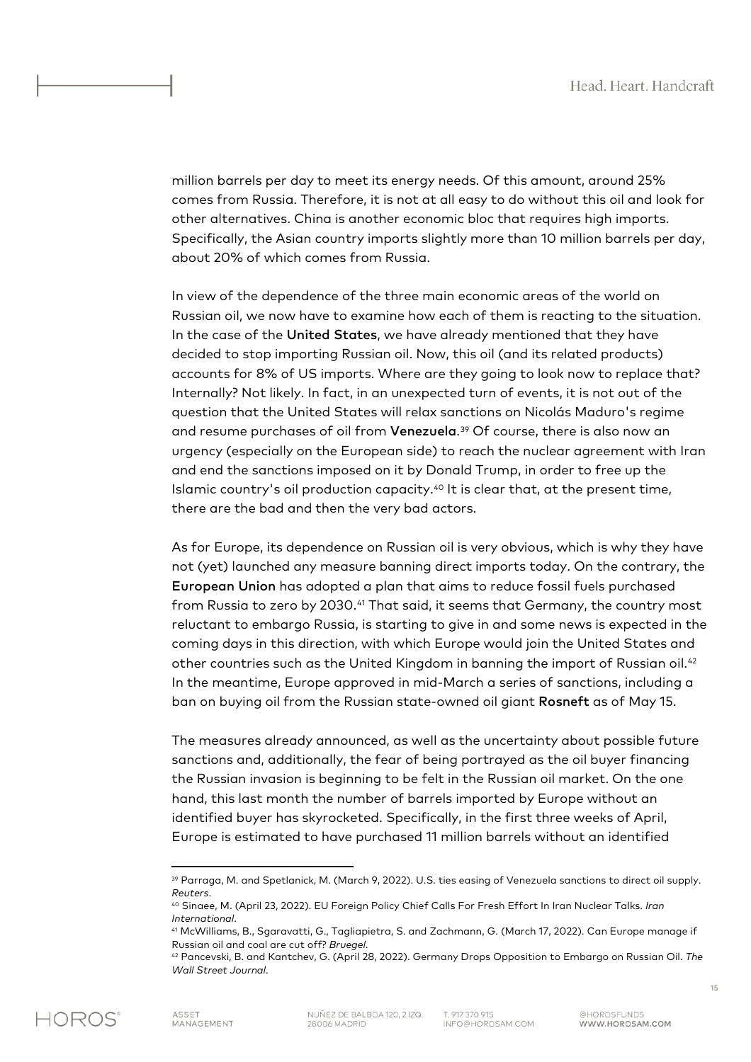million barrels per day to meet its energy needs. Of this amount, around 25% comes from Russia. Therefore, it is not at all easy to do without this oil and look for other alternatives. China is another economic bloc that requires high imports. Specifically, the Asian country imports slightly more than 10 million barrels per day, about 20% of which comes from Russia.

In view of the dependence of the three main economic areas of the world on Russian oil, we now have to examine how each of them is reacting to the situation. In the case of the **United States**, we have already mentioned that they have decided to stop importing Russian oil. Now, this oil (and its related products) accounts for 8% of US imports. Where are they going to look now to replace that? Internally? Not likely. In fact, in an unexpected turn of events, it is not out of the question that the United States will relax sanctions on Nicolás Maduro's regime and resume purchases of oil from **Venezuela**.[39] Of course, there is also now an urgency (especially on the European side) to reach the nuclear agreement with Iran and end the sanctions imposed on it by Donald Trump, in order to free up the Islamic country's oil production capacity.[40] It is clear that, at the present time, there are the bad and then the very bad actors.

As for Europe, its dependence on Russian oil is very obvious, which is why they have not (yet) launched any measure banning direct imports today. On the contrary, the **European Union** has adopted a plan that aims to reduce fossil fuels purchased from Russia to zero by 2030.[41] That said, it seems that Germany, the country most reluctant to embargo Russia, is starting to give in and some news is expected in the coming days in this direction, with which Europe would join the United States and other countries such as the United Kingdom in banning the import of Russian oil.[42] In the meantime, Europe approved in mid-March a series of sanctions, including a ban on buying oil from the Russian state-owned oil giant **Rosneft** as of May 15.

The measures already announced, as well as the uncertainty about possible future sanctions and, additionally, the fear of being portrayed as the oil buyer financing the Russian invasion is beginning to be felt in the Russian oil market. On the one hand, this last month the number of barrels imported by Europe without an identified buyer has skyrocketed. Specifically, in the first three weeks of April, Europe is estimated to have purchased 11 million barrels without an identified

---

[39] Parraga, M. and Spetlanick, M. (March 9, 2022). U.S. ties easing of Venezuela sanctions to direct oil supply. *Reuters*.

[40] Sinaee, M. (April 23, 2022). EU Foreign Policy Chief Calls For Fresh Effort In Iran Nuclear Talks. *Iran International*.

[41] McWilliams, B., Sgaravatti, G., Tagliapietra, S. and Zachmann, G. (March 17, 2022). Can Europe manage if Russian oil and coal are cut off? *Bruegel*.

[42] Pancevski, B. and Kantchev, G. (April 28, 2022). Germany Drops Opposition to Embargo on Russian Oil. *The Wall Street Journal*.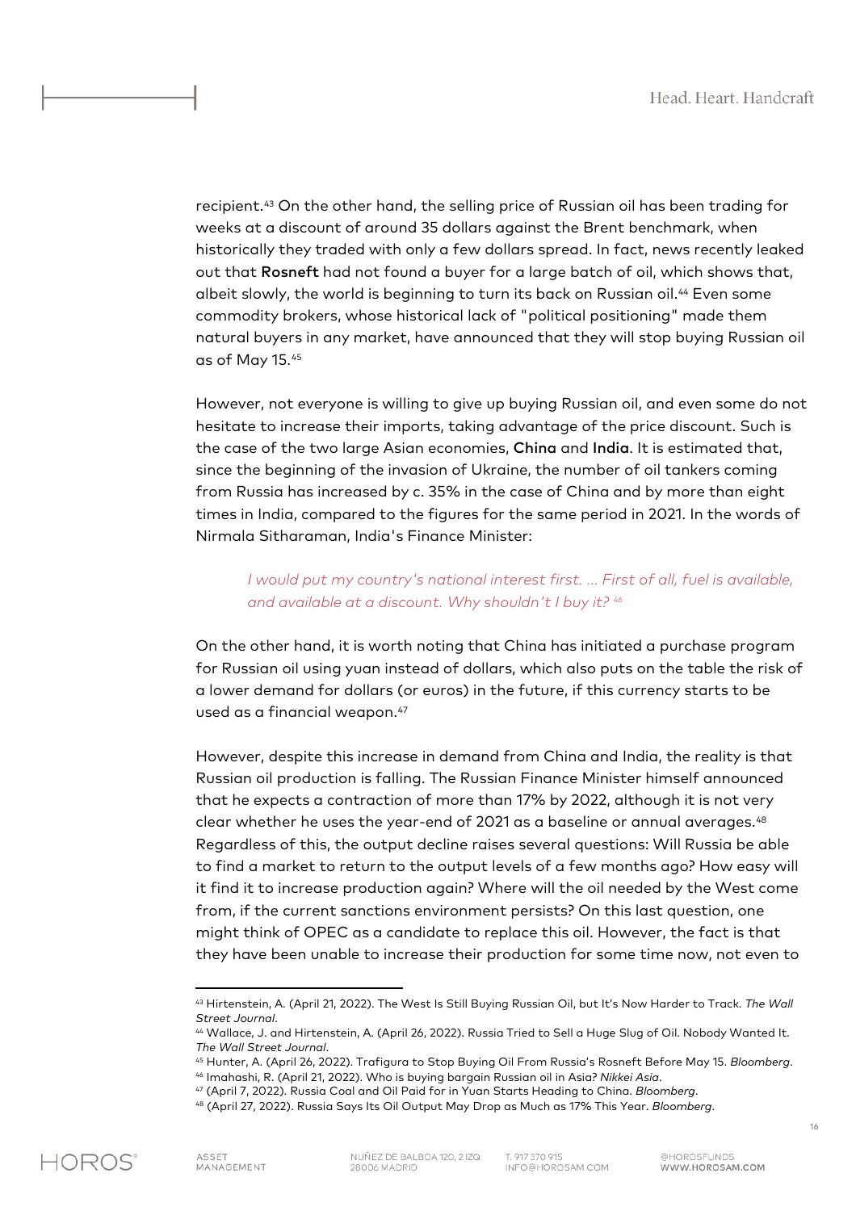recipient.[43] On the other hand, the selling price of Russian oil has been trading for weeks at a discount of around 35 dollars against the Brent benchmark, when historically they traded with only a few dollars spread. In fact, news recently leaked out that **Rosneft** had not found a buyer for a large batch of oil, which shows that, albeit slowly, the world is beginning to turn its back on Russian oil.[44] Even some commodity brokers, whose historical lack of "political positioning" made them natural buyers in any market, have announced that they will stop buying Russian oil as of May 15.[45]

However, not everyone is willing to give up buying Russian oil, and even some do not hesitate to increase their imports, taking advantage of the price discount. Such is the case of the two large Asian economies, **China** and **India**. It is estimated that, since the beginning of the invasion of Ukraine, the number of oil tankers coming from Russia has increased by c. 35% in the case of China and by more than eight times in India, compared to the figures for the same period in 2021. In the words of Nirmala Sitharaman, India's Finance Minister:

> *I would put my country's national interest first. ... First of all, fuel is available, and available at a discount. Why shouldn't I buy it?* [46]

On the other hand, it is worth noting that China has initiated a purchase program for Russian oil using yuan instead of dollars, which also puts on the table the risk of a lower demand for dollars (or euros) in the future, if this currency starts to be used as a financial weapon.[47]

However, despite this increase in demand from China and India, the reality is that Russian oil production is falling. The Russian Finance Minister himself announced that he expects a contraction of more than 17% by 2022, although it is not very clear whether he uses the year-end of 2021 as a baseline or annual averages.[48] Regardless of this, the output decline raises several questions: Will Russia be able to find a market to return to the output levels of a few months ago? How easy will it find it to increase production again? Where will the oil needed by the West come from, if the current sanctions environment persists? On this last question, one might think of OPEC as a candidate to replace this oil. However, the fact is that they have been unable to increase their production for some time now, not even to

---

[43] Hirtenstein, A. (April 21, 2022). The West Is Still Buying Russian Oil, but It's Now Harder to Track. *The Wall Street Journal*.

[44] Wallace, J. and Hirtenstein, A. (April 26, 2022). Russia Tried to Sell a Huge Slug of Oil. Nobody Wanted It. *The Wall Street Journal*.

[45] Hunter, A. (April 26, 2022). Trafigura to Stop Buying Oil From Russia's Rosneft Before May 15. *Bloomberg*.

[46] Imahashi, R. (April 21, 2022). Who is buying bargain Russian oil in Asia? *Nikkei Asia*.

[47] (April 7, 2022). Russia Coal and Oil Paid for in Yuan Starts Heading to China. *Bloomberg*.

[48] (April 27, 2022). Russia Says Its Oil Output May Drop as Much as 17% This Year. *Bloomberg*.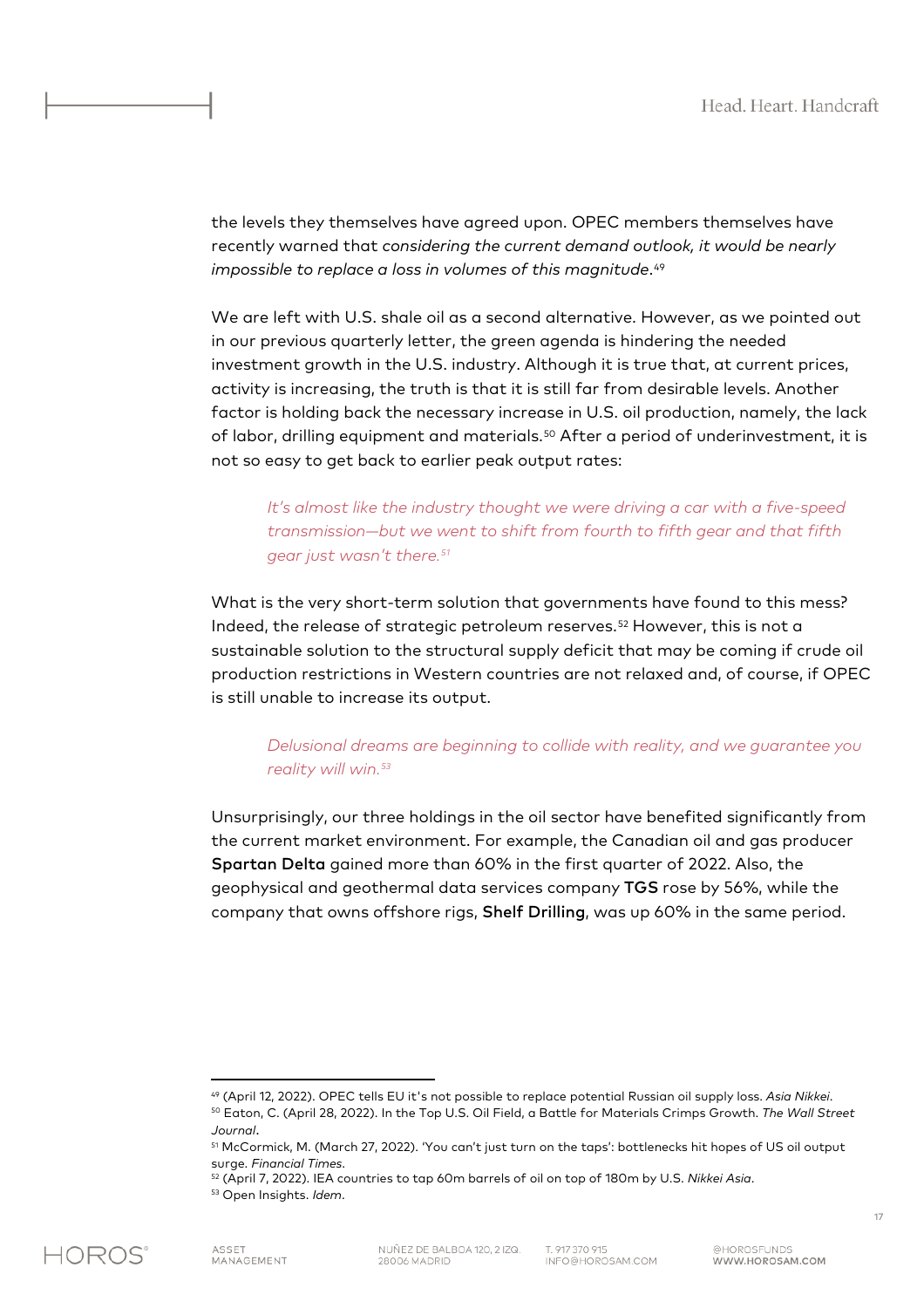the levels they themselves have agreed upon. OPEC members themselves have recently warned that *considering the current demand outlook, it would be nearly impossible to replace a loss in volumes of this magnitude*.[49]

We are left with U.S. shale oil as a second alternative. However, as we pointed out in our previous quarterly letter, the green agenda is hindering the needed investment growth in the U.S. industry. Although it is true that, at current prices, activity is increasing, the truth is that it is still far from desirable levels. Another factor is holding back the necessary increase in U.S. oil production, namely, the lack of labor, drilling equipment and materials.[50] After a period of underinvestment, it is not so easy to get back to earlier peak output rates:

> *It's almost like the industry thought we were driving a car with a five-speed transmission—but we went to shift from fourth to fifth gear and that fifth gear just wasn't there.*[51]

What is the very short-term solution that governments have found to this mess? Indeed, the release of strategic petroleum reserves.[52] However, this is not a sustainable solution to the structural supply deficit that may be coming if crude oil production restrictions in Western countries are not relaxed and, of course, if OPEC is still unable to increase its output.

> *Delusional dreams are beginning to collide with reality, and we guarantee you reality will win.*[53]

Unsurprisingly, our three holdings in the oil sector have benefited significantly from the current market environment. For example, the Canadian oil and gas producer **Spartan Delta** gained more than 60% in the first quarter of 2022. Also, the geophysical and geothermal data services company **TGS** rose by 56%, while the company that owns offshore rigs, **Shelf Drilling**, was up 60% in the same period.

---

[49] (April 12, 2022). OPEC tells EU it's not possible to replace potential Russian oil supply loss. *Asia Nikkei*.
[50] Eaton, C. (April 28, 2022). In the Top U.S. Oil Field, a Battle for Materials Crimps Growth. *The Wall Street Journal*.
[51] McCormick, M. (March 27, 2022). 'You can't just turn on the taps': bottlenecks hit hopes of US oil output surge. *Financial Times*.
[52] (April 7, 2022). IEA countries to tap 60m barrels of oil on top of 180m by U.S. *Nikkei Asia*.
[53] Open Insights. *Idem*.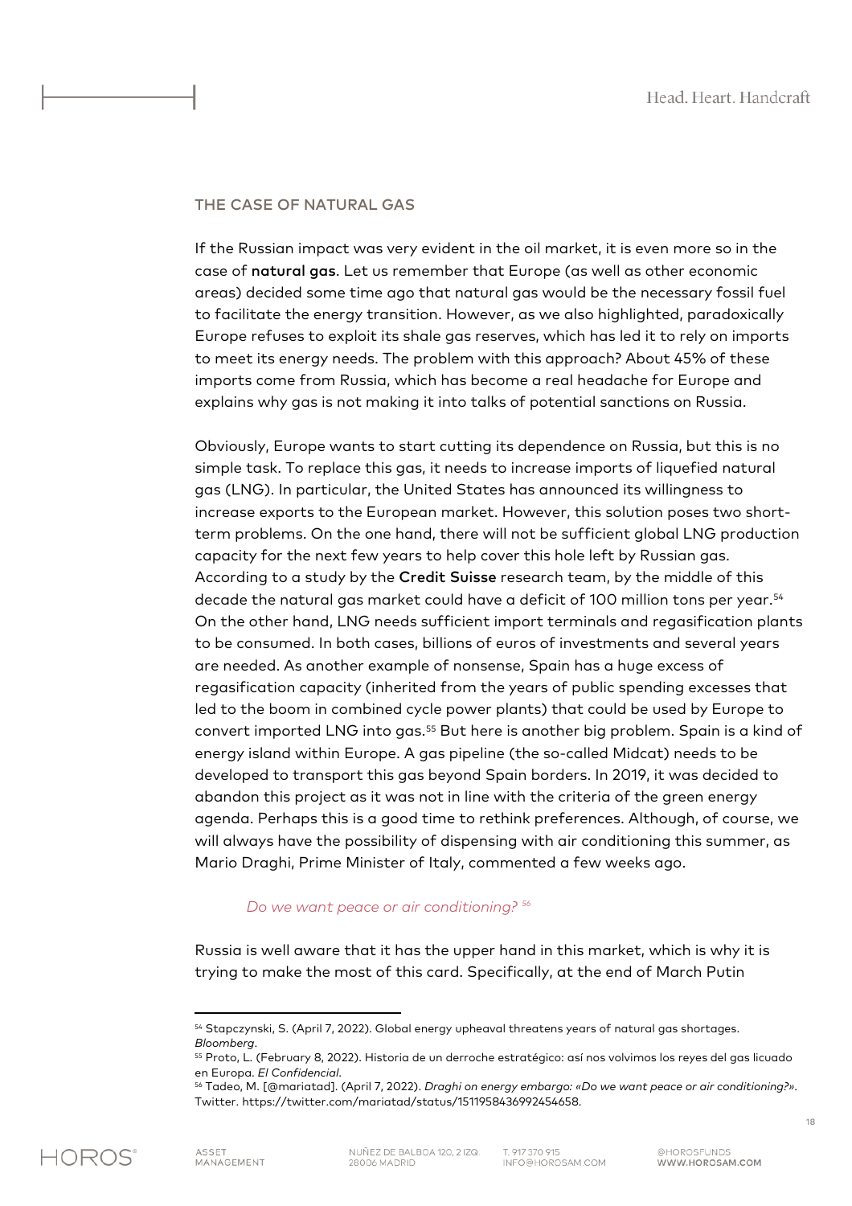## THE CASE OF NATURAL GAS

If the Russian impact was very evident in the oil market, it is even more so in the case of **natural gas**. Let us remember that Europe (as well as other economic areas) decided some time ago that natural gas would be the necessary fossil fuel to facilitate the energy transition. However, as we also highlighted, paradoxically Europe refuses to exploit its shale gas reserves, which has led it to rely on imports to meet its energy needs. The problem with this approach? About 45% of these imports come from Russia, which has become a real headache for Europe and explains why gas is not making it into talks of potential sanctions on Russia.

Obviously, Europe wants to start cutting its dependence on Russia, but this is no simple task. To replace this gas, it needs to increase imports of liquefied natural gas (LNG). In particular, the United States has announced its willingness to increase exports to the European market. However, this solution poses two short-term problems. On the one hand, there will not be sufficient global LNG production capacity for the next few years to help cover this hole left by Russian gas. According to a study by the **Credit Suisse** research team, by the middle of this decade the natural gas market could have a deficit of 100 million tons per year.[54] On the other hand, LNG needs sufficient import terminals and regasification plants to be consumed. In both cases, billions of euros of investments and several years are needed. As another example of nonsense, Spain has a huge excess of regasification capacity (inherited from the years of public spending excesses that led to the boom in combined cycle power plants) that could be used by Europe to convert imported LNG into gas.[55] But here is another big problem. Spain is a kind of energy island within Europe. A gas pipeline (the so-called Midcat) needs to be developed to transport this gas beyond Spain borders. In 2019, it was decided to abandon this project as it was not in line with the criteria of the green energy agenda. Perhaps this is a good time to rethink preferences. Although, of course, we will always have the possibility of dispensing with air conditioning this summer, as Mario Draghi, Prime Minister of Italy, commented a few weeks ago.

> *Do we want peace or air conditioning?* [56]

Russia is well aware that it has the upper hand in this market, which is why it is trying to make the most of this card. Specifically, at the end of March Putin

---

[54] Stapczynski, S. (April 7, 2022). Global energy upheaval threatens years of natural gas shortages. *Bloomberg*.

[55] Proto, L. (February 8, 2022). Historia de un derroche estratégico: así nos volvimos los reyes del gas licuado en Europa. *El Confidencial*.

[56] Tadeo, M. [@mariatad]. (April 7, 2022). *Draghi on energy embargo: «Do we want peace or air conditioning?»*. Twitter. https://twitter.com/mariatad/status/1511958436992454658.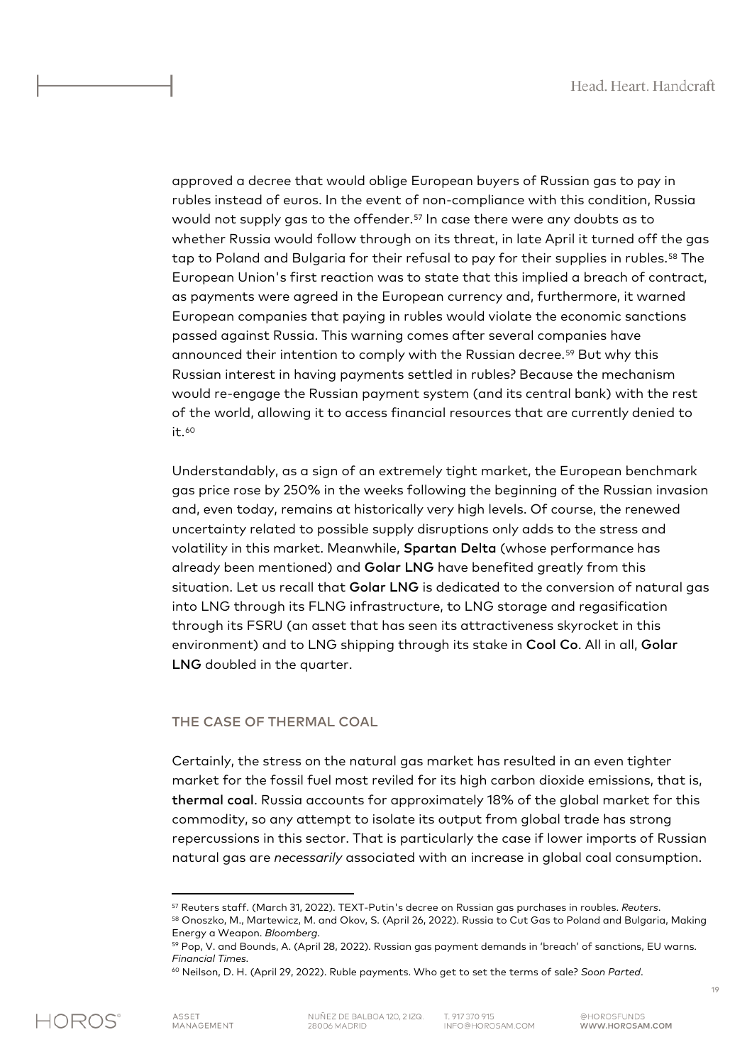approved a decree that would oblige European buyers of Russian gas to pay in rubles instead of euros. In the event of non-compliance with this condition, Russia would not supply gas to the offender.[57] In case there were any doubts as to whether Russia would follow through on its threat, in late April it turned off the gas tap to Poland and Bulgaria for their refusal to pay for their supplies in rubles.[58] The European Union's first reaction was to state that this implied a breach of contract, as payments were agreed in the European currency and, furthermore, it warned European companies that paying in rubles would violate the economic sanctions passed against Russia. This warning comes after several companies have announced their intention to comply with the Russian decree.[59] But why this Russian interest in having payments settled in rubles? Because the mechanism would re-engage the Russian payment system (and its central bank) with the rest of the world, allowing it to access financial resources that are currently denied to it.[60]

Understandably, as a sign of an extremely tight market, the European benchmark gas price rose by 250% in the weeks following the beginning of the Russian invasion and, even today, remains at historically very high levels. Of course, the renewed uncertainty related to possible supply disruptions only adds to the stress and volatility in this market. Meanwhile, **Spartan Delta** (whose performance has already been mentioned) and **Golar LNG** have benefited greatly from this situation. Let us recall that **Golar LNG** is dedicated to the conversion of natural gas into LNG through its FLNG infrastructure, to LNG storage and regasification through its FSRU (an asset that has seen its attractiveness skyrocket in this environment) and to LNG shipping through its stake in **Cool Co**. All in all, **Golar LNG** doubled in the quarter.

## THE CASE OF THERMAL COAL

Certainly, the stress on the natural gas market has resulted in an even tighter market for the fossil fuel most reviled for its high carbon dioxide emissions, that is, **thermal coal**. Russia accounts for approximately 18% of the global market for this commodity, so any attempt to isolate its output from global trade has strong repercussions in this sector. That is particularly the case if lower imports of Russian natural gas are *necessarily* associated with an increase in global coal consumption.

---

[57] Reuters staff. (March 31, 2022). TEXT-Putin's decree on Russian gas purchases in roubles. *Reuters*.

[58] Onoszko, M., Martewicz, M. and Okov, S. (April 26, 2022). Russia to Cut Gas to Poland and Bulgaria, Making Energy a Weapon. *Bloomberg*.

[59] Pop, V. and Bounds, A. (April 28, 2022). Russian gas payment demands in 'breach' of sanctions, EU warns. *Financial Times*.

[60] Neilson, D. H. (April 29, 2022). Ruble payments. Who get to set the terms of sale? *Soon Parted*.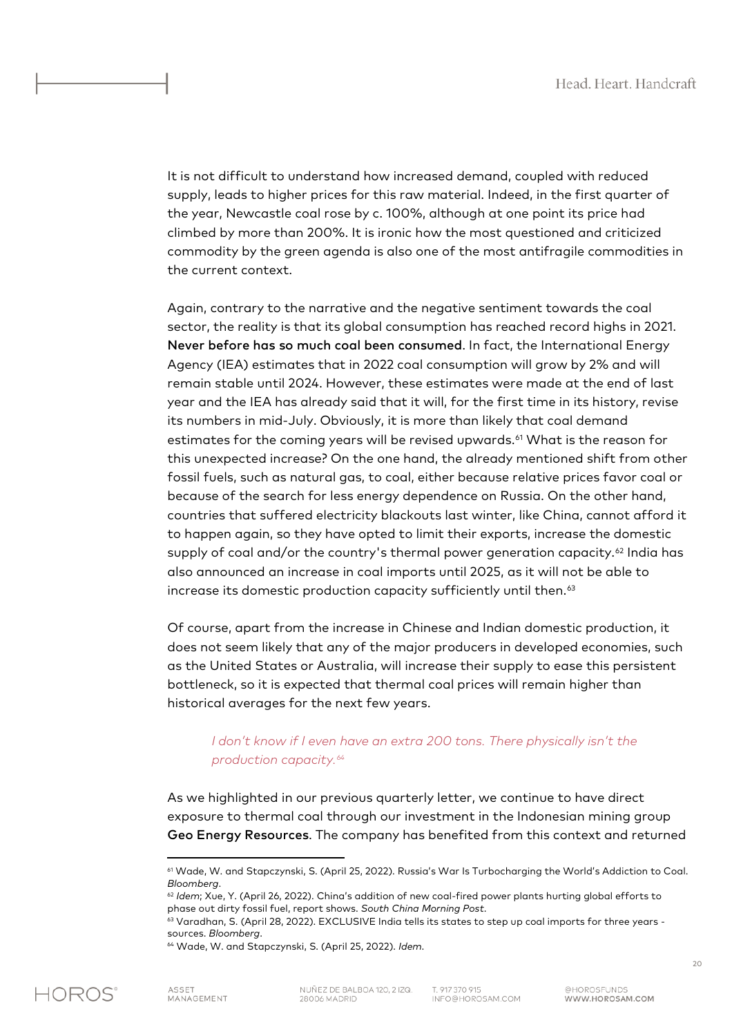It is not difficult to understand how increased demand, coupled with reduced supply, leads to higher prices for this raw material. Indeed, in the first quarter of the year, Newcastle coal rose by c. 100%, although at one point its price had climbed by more than 200%. It is ironic how the most questioned and criticized commodity by the green agenda is also one of the most antifragile commodities in the current context.

Again, contrary to the narrative and the negative sentiment towards the coal sector, the reality is that its global consumption has reached record highs in 2021. **Never before has so much coal been consumed**. In fact, the International Energy Agency (IEA) estimates that in 2022 coal consumption will grow by 2% and will remain stable until 2024. However, these estimates were made at the end of last year and the IEA has already said that it will, for the first time in its history, revise its numbers in mid-July. Obviously, it is more than likely that coal demand estimates for the coming years will be revised upwards.[61] What is the reason for this unexpected increase? On the one hand, the already mentioned shift from other fossil fuels, such as natural gas, to coal, either because relative prices favor coal or because of the search for less energy dependence on Russia. On the other hand, countries that suffered electricity blackouts last winter, like China, cannot afford it to happen again, so they have opted to limit their exports, increase the domestic supply of coal and/or the country's thermal power generation capacity.[62] India has also announced an increase in coal imports until 2025, as it will not be able to increase its domestic production capacity sufficiently until then.[63]

Of course, apart from the increase in Chinese and Indian domestic production, it does not seem likely that any of the major producers in developed economies, such as the United States or Australia, will increase their supply to ease this persistent bottleneck, so it is expected that thermal coal prices will remain higher than historical averages for the next few years.

> *I don't know if I even have an extra 200 tons. There physically isn't the production capacity.*[64]

As we highlighted in our previous quarterly letter, we continue to have direct exposure to thermal coal through our investment in the Indonesian mining group **Geo Energy Resources**. The company has benefited from this context and returned

---

[61] Wade, W. and Stapczynski, S. (April 25, 2022). Russia's War Is Turbocharging the World's Addiction to Coal. *Bloomberg*.

[62] *Idem*; Xue, Y. (April 26, 2022). China's addition of new coal-fired power plants hurting global efforts to phase out dirty fossil fuel, report shows. *South China Morning Post*.

[63] Varadhan, S. (April 28, 2022). EXCLUSIVE India tells its states to step up coal imports for three years - sources. *Bloomberg*.

[64] Wade, W. and Stapczynski, S. (April 25, 2022). *Idem*.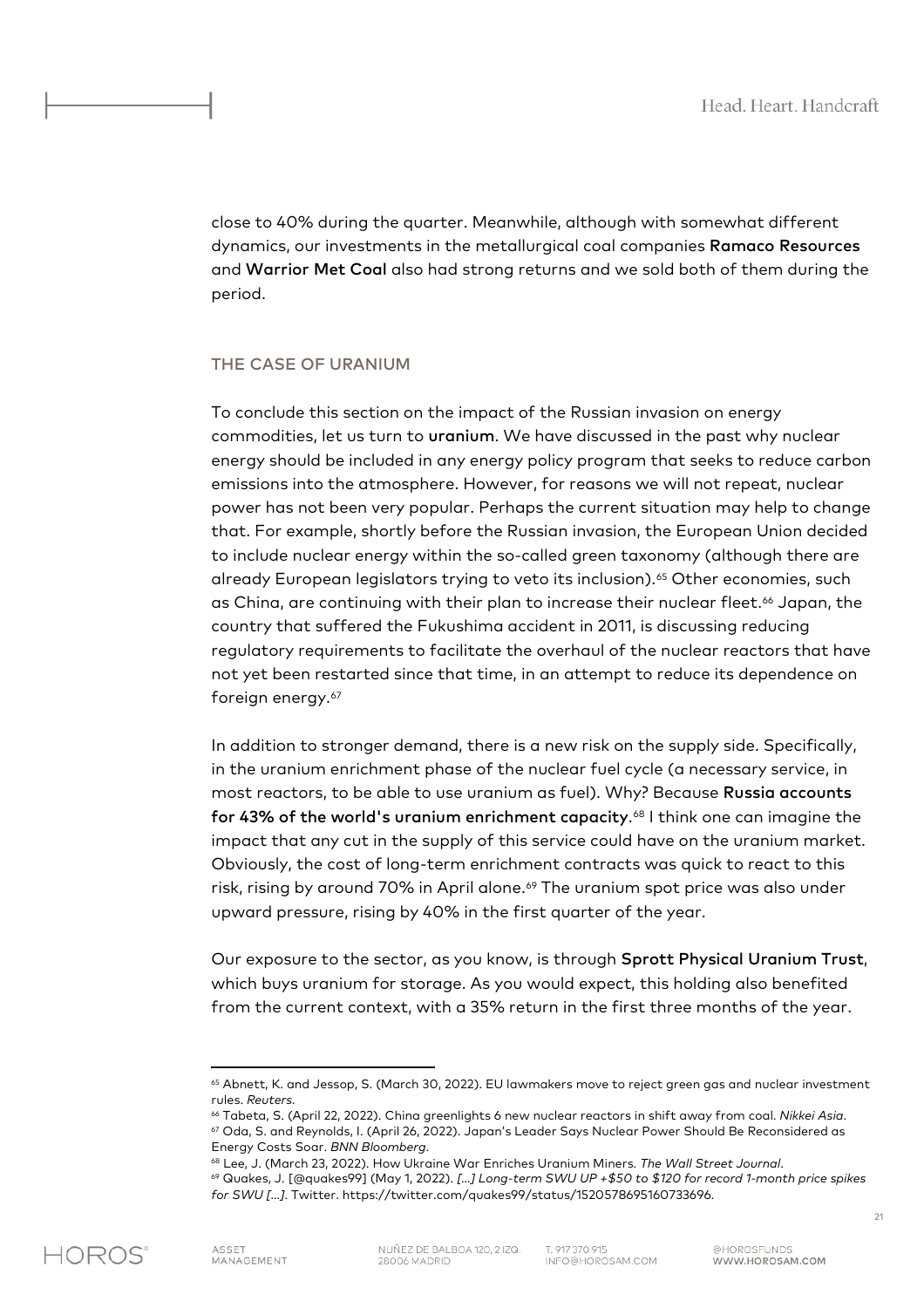close to 40% during the quarter. Meanwhile, although with somewhat different dynamics, our investments in the metallurgical coal companies **Ramaco Resources** and **Warrior Met Coal** also had strong returns and we sold both of them during the period.

## THE CASE OF URANIUM

To conclude this section on the impact of the Russian invasion on energy commodities, let us turn to **uranium**. We have discussed in the past why nuclear energy should be included in any energy policy program that seeks to reduce carbon emissions into the atmosphere. However, for reasons we will not repeat, nuclear power has not been very popular. Perhaps the current situation may help to change that. For example, shortly before the Russian invasion, the European Union decided to include nuclear energy within the so-called green taxonomy (although there are already European legislators trying to veto its inclusion).[65] Other economies, such as China, are continuing with their plan to increase their nuclear fleet.[66] Japan, the country that suffered the Fukushima accident in 2011, is discussing reducing regulatory requirements to facilitate the overhaul of the nuclear reactors that have not yet been restarted since that time, in an attempt to reduce its dependence on foreign energy.[67]

In addition to stronger demand, there is a new risk on the supply side. Specifically, in the uranium enrichment phase of the nuclear fuel cycle (a necessary service, in most reactors, to be able to use uranium as fuel). Why? Because **Russia accounts for 43% of the world's uranium enrichment capacity**.[68] I think one can imagine the impact that any cut in the supply of this service could have on the uranium market. Obviously, the cost of long-term enrichment contracts was quick to react to this risk, rising by around 70% in April alone.[69] The uranium spot price was also under upward pressure, rising by 40% in the first quarter of the year.

Our exposure to the sector, as you know, is through **Sprott Physical Uranium Trust**, which buys uranium for storage. As you would expect, this holding also benefited from the current context, with a 35% return in the first three months of the year.

---

[65] Abnett, K. and Jessop, S. (March 30, 2022). EU lawmakers move to reject green gas and nuclear investment rules. *Reuters*.

[66] Tabeta, S. (April 22, 2022). China greenlights 6 new nuclear reactors in shift away from coal. *Nikkei Asia*.

[67] Oda, S. and Reynolds, I. (April 26, 2022). Japan's Leader Says Nuclear Power Should Be Reconsidered as Energy Costs Soar. *BNN Bloomberg*.

[68] Lee, J. (March 23, 2022). How Ukraine War Enriches Uranium Miners. *The Wall Street Journal*.

[69] Quakes, J. [@quakes99] (May 1, 2022). *[...] Long-term SWU UP +$50 to $120 for record 1-month price spikes for SWU [...]*. Twitter. https://twitter.com/quakes99/status/1520578695160733696.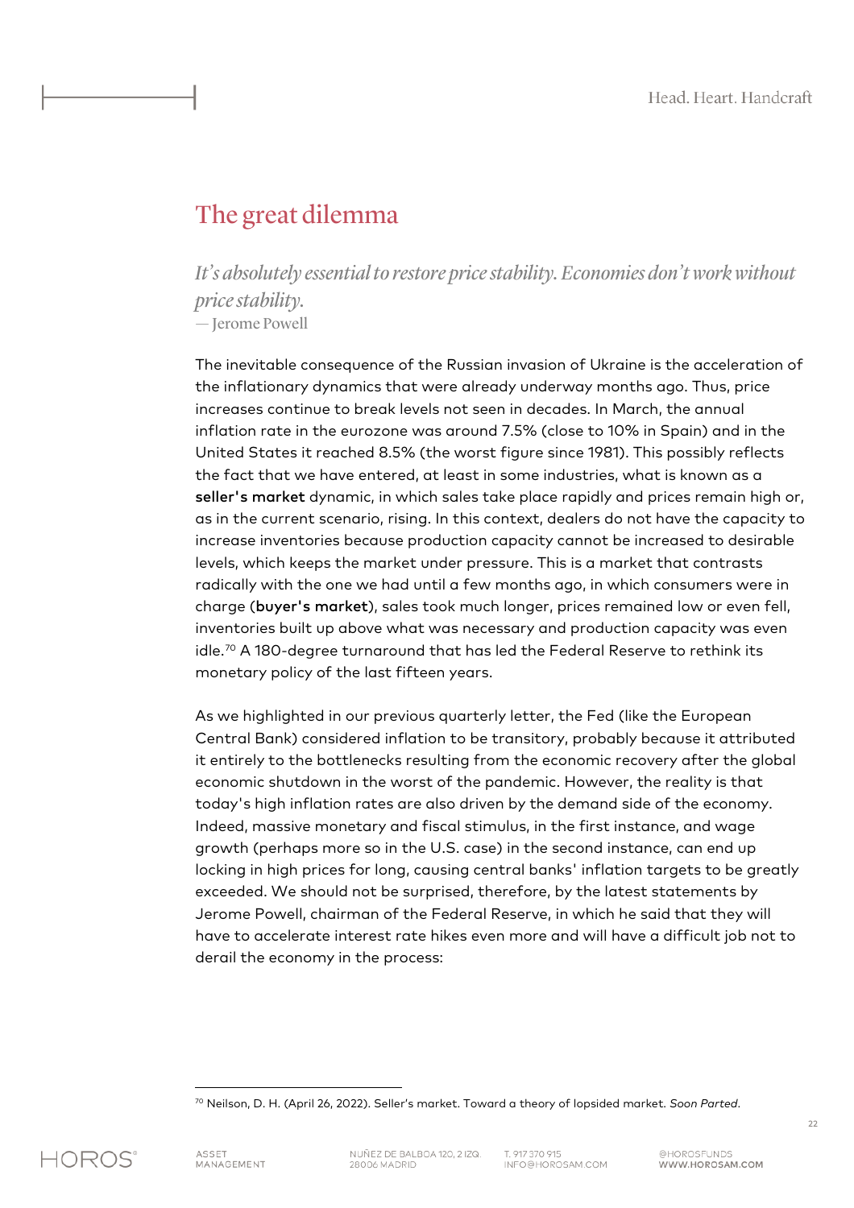# The great dilemma

*It's absolutely essential to restore price stability. Economies don't work without price stability.*
— Jerome Powell

The inevitable consequence of the Russian invasion of Ukraine is the acceleration of the inflationary dynamics that were already underway months ago. Thus, price increases continue to break levels not seen in decades. In March, the annual inflation rate in the eurozone was around 7.5% (close to 10% in Spain) and in the United States it reached 8.5% (the worst figure since 1981). This possibly reflects the fact that we have entered, at least in some industries, what is known as a **seller's market** dynamic, in which sales take place rapidly and prices remain high or, as in the current scenario, rising. In this context, dealers do not have the capacity to increase inventories because production capacity cannot be increased to desirable levels, which keeps the market under pressure. This is a market that contrasts radically with the one we had until a few months ago, in which consumers were in charge (**buyer's market**), sales took much longer, prices remained low or even fell, inventories built up above what was necessary and production capacity was even idle.[70] A 180-degree turnaround that has led the Federal Reserve to rethink its monetary policy of the last fifteen years.

As we highlighted in our previous quarterly letter, the Fed (like the European Central Bank) considered inflation to be transitory, probably because it attributed it entirely to the bottlenecks resulting from the economic recovery after the global economic shutdown in the worst of the pandemic. However, the reality is that today's high inflation rates are also driven by the demand side of the economy. Indeed, massive monetary and fiscal stimulus, in the first instance, and wage growth (perhaps more so in the U.S. case) in the second instance, can end up locking in high prices for long, causing central banks' inflation targets to be greatly exceeded. We should not be surprised, therefore, by the latest statements by Jerome Powell, chairman of the Federal Reserve, in which he said that they will have to accelerate interest rate hikes even more and will have a difficult job not to derail the economy in the process:

---

[70] Neilson, D. H. (April 26, 2022). Seller's market. Toward a theory of lopsided market. *Soon Parted.*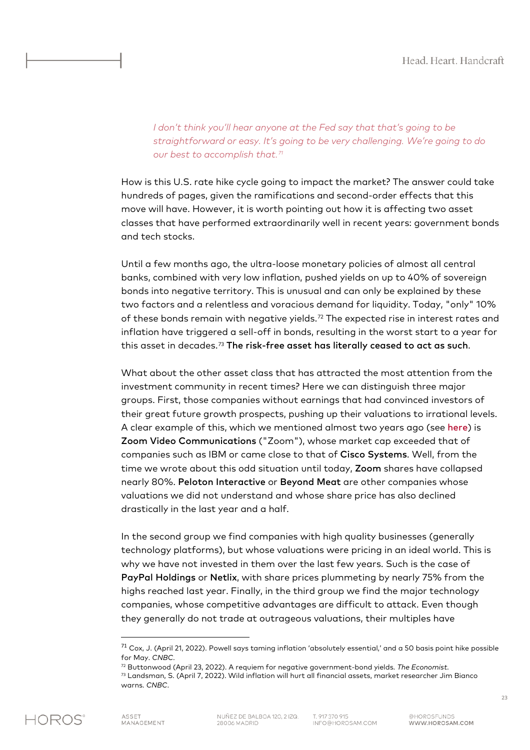*I don't think you'll hear anyone at the Fed say that that's going to be straightforward or easy. It's going to be very challenging. We're going to do our best to accomplish that.*[71]

How is this U.S. rate hike cycle going to impact the market? The answer could take hundreds of pages, given the ramifications and second-order effects that this move will have. However, it is worth pointing out how it is affecting two asset classes that have performed extraordinarily well in recent years: government bonds and tech stocks.

Until a few months ago, the ultra-loose monetary policies of almost all central banks, combined with very low inflation, pushed yields on up to 40% of sovereign bonds into negative territory. This is unusual and can only be explained by these two factors and a relentless and voracious demand for liquidity. Today, "only" 10% of these bonds remain with negative yields.[72] The expected rise in interest rates and inflation have triggered a sell-off in bonds, resulting in the worst start to a year for this asset in decades.[73] **The risk-free asset has literally ceased to act as such**.

What about the other asset class that has attracted the most attention from the investment community in recent times? Here we can distinguish three major groups. First, those companies without earnings that had convinced investors of their great future growth prospects, pushing up their valuations to irrational levels. A clear example of this, which we mentioned almost two years ago (see **here**) is **Zoom Video Communications** ("Zoom"), whose market cap exceeded that of companies such as IBM or came close to that of **Cisco Systems**. Well, from the time we wrote about this odd situation until today, **Zoom** shares have collapsed nearly 80%. **Peloton Interactive** or **Beyond Meat** are other companies whose valuations we did not understand and whose share price has also declined drastically in the last year and a half.

In the second group we find companies with high quality businesses (generally technology platforms), but whose valuations were pricing in an ideal world. This is why we have not invested in them over the last few years. Such is the case of **PayPal Holdings** or **Netlix**, with share prices plummeting by nearly 75% from the highs reached last year. Finally, in the third group we find the major technology companies, whose competitive advantages are difficult to attack. Even though they generally do not trade at outrageous valuations, their multiples have

---

[71] Cox, J. (April 21, 2022). Powell says taming inflation 'absolutely essential,' and a 50 basis point hike possible for May. *CNBC*.

[72] Buttonwood (April 23, 2022). A requiem for negative government-bond yields. *The Economist*.

[73] Landsman, S. (April 7, 2022). Wild inflation will hurt all financial assets, market researcher Jim Bianco warns. *CNBC*.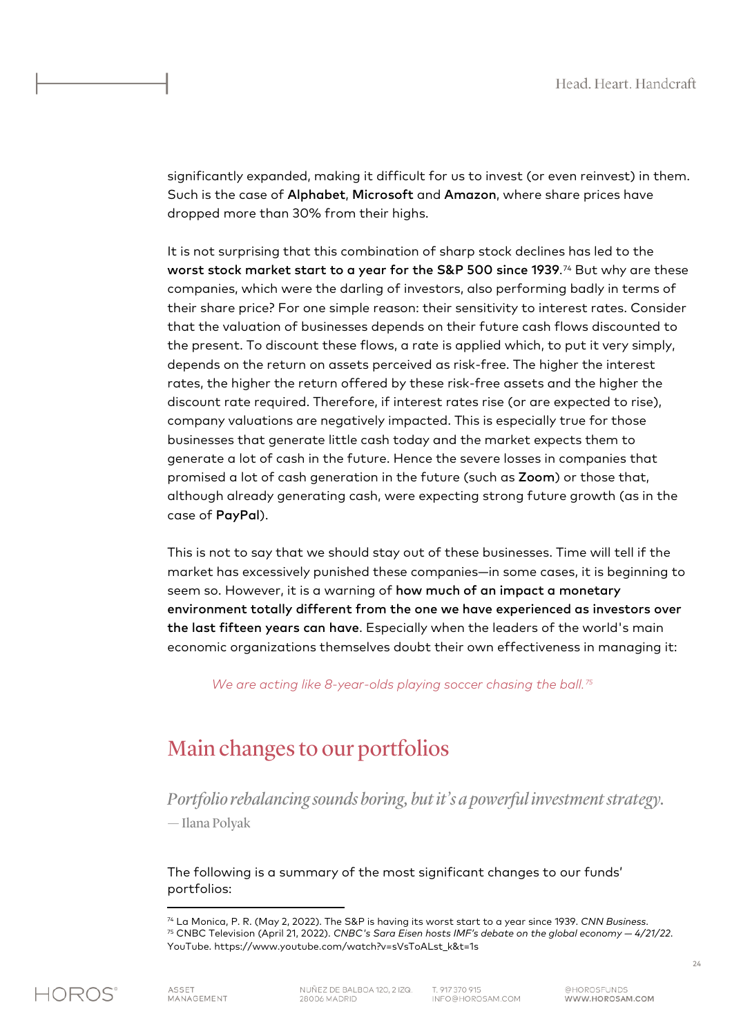significantly expanded, making it difficult for us to invest (or even reinvest) in them. Such is the case of **Alphabet**, **Microsoft** and **Amazon**, where share prices have dropped more than 30% from their highs.

It is not surprising that this combination of sharp stock declines has led to the **worst stock market start to a year for the S&P 500 since 1939**.[74] But why are these companies, which were the darling of investors, also performing badly in terms of their share price? For one simple reason: their sensitivity to interest rates. Consider that the valuation of businesses depends on their future cash flows discounted to the present. To discount these flows, a rate is applied which, to put it very simply, depends on the return on assets perceived as risk-free. The higher the interest rates, the higher the return offered by these risk-free assets and the higher the discount rate required. Therefore, if interest rates rise (or are expected to rise), company valuations are negatively impacted. This is especially true for those businesses that generate little cash today and the market expects them to generate a lot of cash in the future. Hence the severe losses in companies that promised a lot of cash generation in the future (such as **Zoom**) or those that, although already generating cash, were expecting strong future growth (as in the case of **PayPal**).

This is not to say that we should stay out of these businesses. Time will tell if the market has excessively punished these companies—in some cases, it is beginning to seem so. However, it is a warning of **how much of an impact a monetary environment totally different from the one we have experienced as investors over the last fifteen years can have**. Especially when the leaders of the world's main economic organizations themselves doubt their own effectiveness in managing it:

> *We are acting like 8-year-olds playing soccer chasing the ball.*[75]

## Main changes to our portfolios

> *Portfolio rebalancing sounds boring, but it's a powerful investment strategy.*
> — Ilana Polyak

The following is a summary of the most significant changes to our funds' portfolios:

---

[74] La Monica, P. R. (May 2, 2022). The S&P is having its worst start to a year since 1939. *CNN Business*.
[75] CNBC Television (April 21, 2022). *CNBC's Sara Eisen hosts IMF's debate on the global economy — 4/21/22*. YouTube. https://www.youtube.com/watch?v=sVsToALst_k&t=1s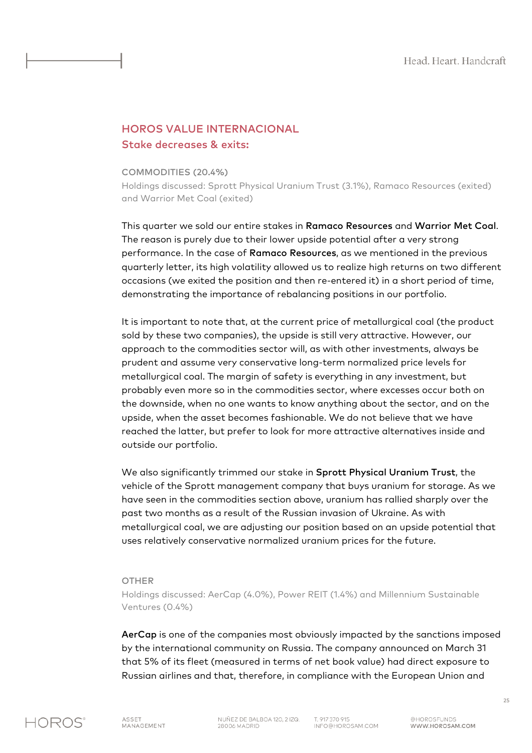## HOROS VALUE INTERNACIONAL
### Stake decreases & exits:

#### COMMODITIES (20.4%)

Holdings discussed: Sprott Physical Uranium Trust (3.1%), Ramaco Resources (exited) and Warrior Met Coal (exited)

This quarter we sold our entire stakes in **Ramaco Resources** and **Warrior Met Coal**. The reason is purely due to their lower upside potential after a very strong performance. In the case of **Ramaco Resources**, as we mentioned in the previous quarterly letter, its high volatility allowed us to realize high returns on two different occasions (we exited the position and then re-entered it) in a short period of time, demonstrating the importance of rebalancing positions in our portfolio.

It is important to note that, at the current price of metallurgical coal (the product sold by these two companies), the upside is still very attractive. However, our approach to the commodities sector will, as with other investments, always be prudent and assume very conservative long-term normalized price levels for metallurgical coal. The margin of safety is everything in any investment, but probably even more so in the commodities sector, where excesses occur both on the downside, when no one wants to know anything about the sector, and on the upside, when the asset becomes fashionable. We do not believe that we have reached the latter, but prefer to look for more attractive alternatives inside and outside our portfolio.

We also significantly trimmed our stake in **Sprott Physical Uranium Trust**, the vehicle of the Sprott management company that buys uranium for storage. As we have seen in the commodities section above, uranium has rallied sharply over the past two months as a result of the Russian invasion of Ukraine. As with metallurgical coal, we are adjusting our position based on an upside potential that uses relatively conservative normalized uranium prices for the future.

#### OTHER

Holdings discussed: AerCap (4.0%), Power REIT (1.4%) and Millennium Sustainable Ventures (0.4%)

**AerCap** is one of the companies most obviously impacted by the sanctions imposed by the international community on Russia. The company announced on March 31 that 5% of its fleet (measured in terms of net book value) had direct exposure to Russian airlines and that, therefore, in compliance with the European Union and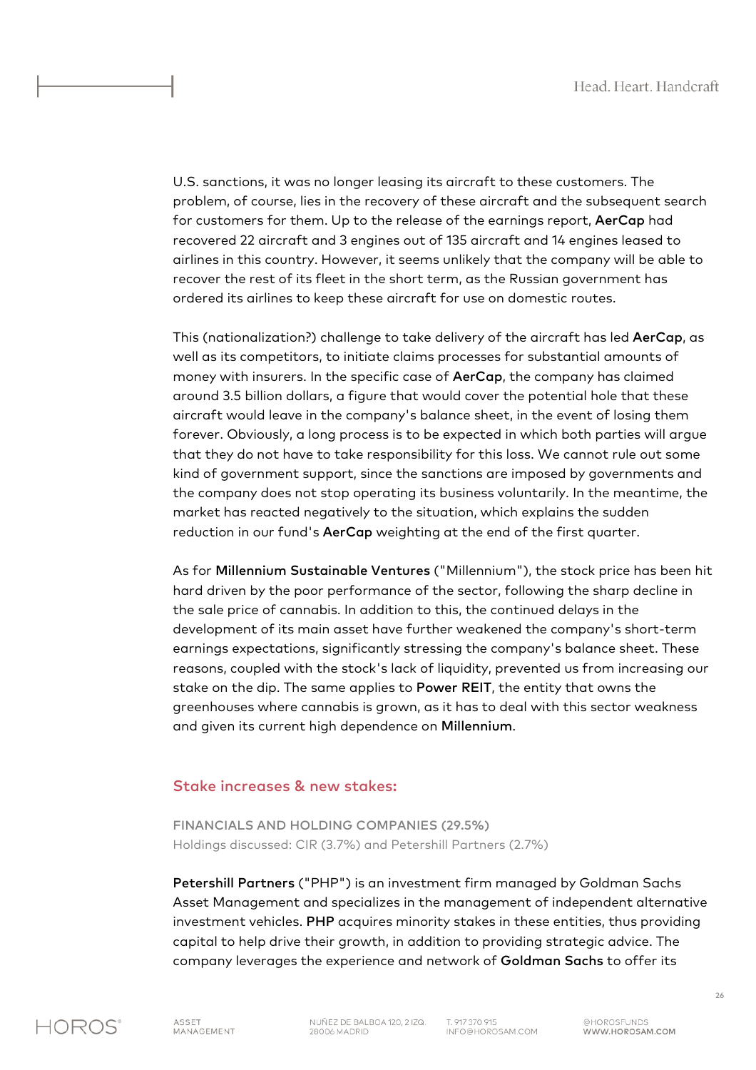U.S. sanctions, it was no longer leasing its aircraft to these customers. The problem, of course, lies in the recovery of these aircraft and the subsequent search for customers for them. Up to the release of the earnings report, **AerCap** had recovered 22 aircraft and 3 engines out of 135 aircraft and 14 engines leased to airlines in this country. However, it seems unlikely that the company will be able to recover the rest of its fleet in the short term, as the Russian government has ordered its airlines to keep these aircraft for use on domestic routes.

This (nationalization?) challenge to take delivery of the aircraft has led **AerCap**, as well as its competitors, to initiate claims processes for substantial amounts of money with insurers. In the specific case of **AerCap**, the company has claimed around 3.5 billion dollars, a figure that would cover the potential hole that these aircraft would leave in the company's balance sheet, in the event of losing them forever. Obviously, a long process is to be expected in which both parties will argue that they do not have to take responsibility for this loss. We cannot rule out some kind of government support, since the sanctions are imposed by governments and the company does not stop operating its business voluntarily. In the meantime, the market has reacted negatively to the situation, which explains the sudden reduction in our fund's **AerCap** weighting at the end of the first quarter.

As for **Millennium Sustainable Ventures** ("Millennium"), the stock price has been hit hard driven by the poor performance of the sector, following the sharp decline in the sale price of cannabis. In addition to this, the continued delays in the development of its main asset have further weakened the company's short-term earnings expectations, significantly stressing the company's balance sheet. These reasons, coupled with the stock's lack of liquidity, prevented us from increasing our stake on the dip. The same applies to **Power REIT**, the entity that owns the greenhouses where cannabis is grown, as it has to deal with this sector weakness and given its current high dependence on **Millennium**.

## Stake increases & new stakes:

FINANCIALS AND HOLDING COMPANIES (29.5%)
Holdings discussed: CIR (3.7%) and Petershill Partners (2.7%)

**Petershill Partners** ("PHP") is an investment firm managed by Goldman Sachs Asset Management and specializes in the management of independent alternative investment vehicles. **PHP** acquires minority stakes in these entities, thus providing capital to help drive their growth, in addition to providing strategic advice. The company leverages the experience and network of **Goldman Sachs** to offer its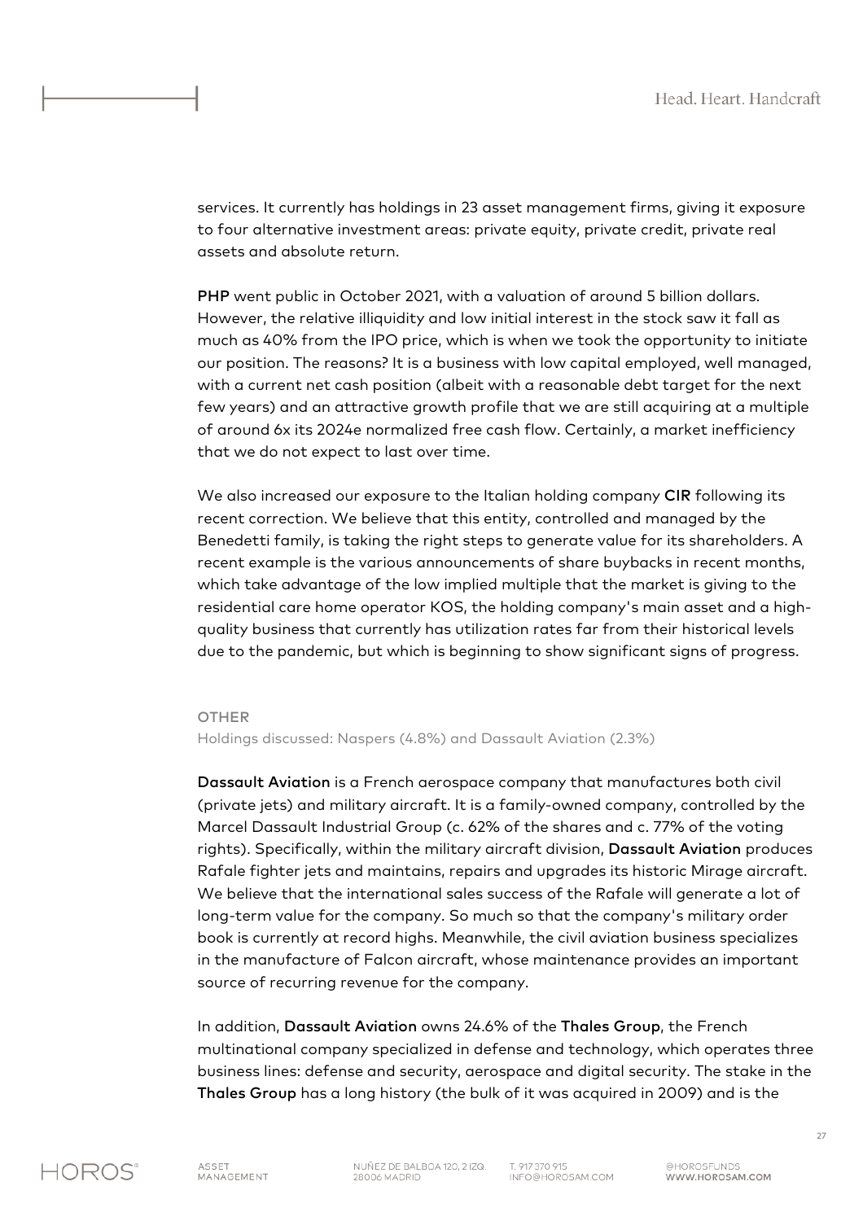services. It currently has holdings in 23 asset management firms, giving it exposure to four alternative investment areas: private equity, private credit, private real assets and absolute return.

**PHP** went public in October 2021, with a valuation of around 5 billion dollars. However, the relative illiquidity and low initial interest in the stock saw it fall as much as 40% from the IPO price, which is when we took the opportunity to initiate our position. The reasons? It is a business with low capital employed, well managed, with a current net cash position (albeit with a reasonable debt target for the next few years) and an attractive growth profile that we are still acquiring at a multiple of around 6x its 2024e normalized free cash flow. Certainly, a market inefficiency that we do not expect to last over time.

We also increased our exposure to the Italian holding company **CIR** following its recent correction. We believe that this entity, controlled and managed by the Benedetti family, is taking the right steps to generate value for its shareholders. A recent example is the various announcements of share buybacks in recent months, which take advantage of the low implied multiple that the market is giving to the residential care home operator KOS, the holding company's main asset and a high-quality business that currently has utilization rates far from their historical levels due to the pandemic, but which is beginning to show significant signs of progress.

## OTHER

Holdings discussed: Naspers (4.8%) and Dassault Aviation (2.3%)

**Dassault Aviation** is a French aerospace company that manufactures both civil (private jets) and military aircraft. It is a family-owned company, controlled by the Marcel Dassault Industrial Group (c. 62% of the shares and c. 77% of the voting rights). Specifically, within the military aircraft division, **Dassault Aviation** produces Rafale fighter jets and maintains, repairs and upgrades its historic Mirage aircraft. We believe that the international sales success of the Rafale will generate a lot of long-term value for the company. So much so that the company's military order book is currently at record highs. Meanwhile, the civil aviation business specializes in the manufacture of Falcon aircraft, whose maintenance provides an important source of recurring revenue for the company.

In addition, **Dassault Aviation** owns 24.6% of the **Thales Group**, the French multinational company specialized in defense and technology, which operates three business lines: defense and security, aerospace and digital security. The stake in the **Thales Group** has a long history (the bulk of it was acquired in 2009) and is the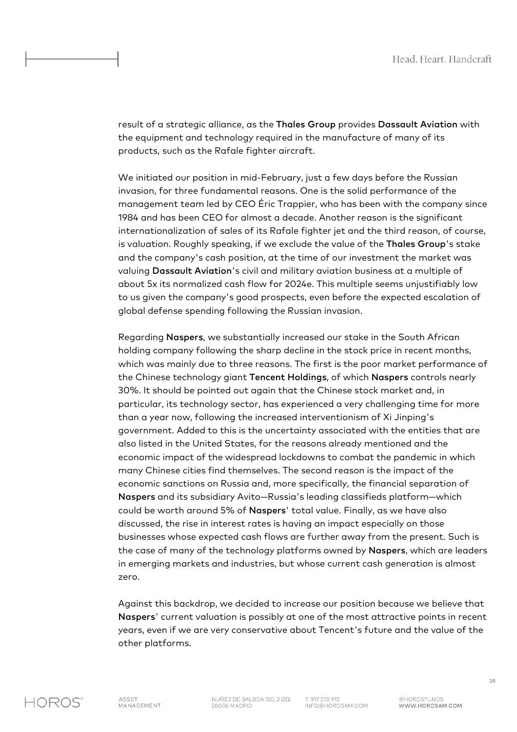result of a strategic alliance, as the **Thales Group** provides **Dassault Aviation** with the equipment and technology required in the manufacture of many of its products, such as the Rafale fighter aircraft.

We initiated our position in mid-February, just a few days before the Russian invasion, for three fundamental reasons. One is the solid performance of the management team led by CEO Éric Trappier, who has been with the company since 1984 and has been CEO for almost a decade. Another reason is the significant internationalization of sales of its Rafale fighter jet and the third reason, of course, is valuation. Roughly speaking, if we exclude the value of the **Thales Group**'s stake and the company's cash position, at the time of our investment the market was valuing **Dassault Aviation**'s civil and military aviation business at a multiple of about 5x its normalized cash flow for 2024e. This multiple seems unjustifiably low to us given the company's good prospects, even before the expected escalation of global defense spending following the Russian invasion.

Regarding **Naspers**, we substantially increased our stake in the South African holding company following the sharp decline in the stock price in recent months, which was mainly due to three reasons. The first is the poor market performance of the Chinese technology giant **Tencent Holdings**, of which **Naspers** controls nearly 30%. It should be pointed out again that the Chinese stock market and, in particular, its technology sector, has experienced a very challenging time for more than a year now, following the increased interventionism of Xi Jinping's government. Added to this is the uncertainty associated with the entities that are also listed in the United States, for the reasons already mentioned and the economic impact of the widespread lockdowns to combat the pandemic in which many Chinese cities find themselves. The second reason is the impact of the economic sanctions on Russia and, more specifically, the financial separation of **Naspers** and its subsidiary Avito—Russia's leading classifieds platform—which could be worth around 5% of **Naspers**' total value. Finally, as we have also discussed, the rise in interest rates is having an impact especially on those businesses whose expected cash flows are further away from the present. Such is the case of many of the technology platforms owned by **Naspers**, which are leaders in emerging markets and industries, but whose current cash generation is almost zero.

Against this backdrop, we decided to increase our position because we believe that **Naspers**' current valuation is possibly at one of the most attractive points in recent years, even if we are very conservative about Tencent's future and the value of the other platforms.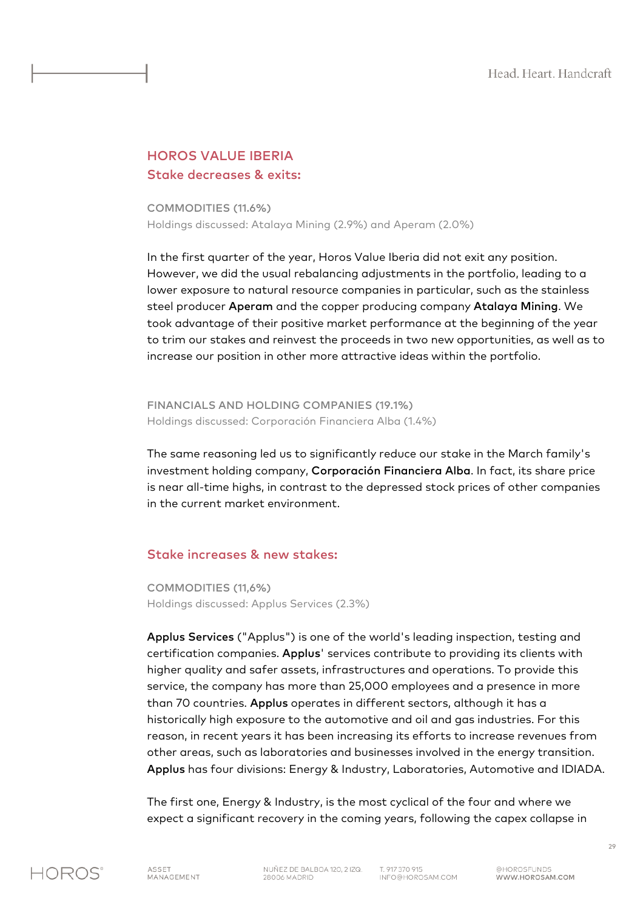## HOROS VALUE IBERIA

### Stake decreases & exits:

COMMODITIES (11.6%)

Holdings discussed: Atalaya Mining (2.9%) and Aperam (2.0%)

In the first quarter of the year, Horos Value Iberia did not exit any position. However, we did the usual rebalancing adjustments in the portfolio, leading to a lower exposure to natural resource companies in particular, such as the stainless steel producer **Aperam** and the copper producing company **Atalaya Mining**. We took advantage of their positive market performance at the beginning of the year to trim our stakes and reinvest the proceeds in two new opportunities, as well as to increase our position in other more attractive ideas within the portfolio.

FINANCIALS AND HOLDING COMPANIES (19.1%)

Holdings discussed: Corporación Financiera Alba (1.4%)

The same reasoning led us to significantly reduce our stake in the March family's investment holding company, **Corporación Financiera Alba**. In fact, its share price is near all-time highs, in contrast to the depressed stock prices of other companies in the current market environment.

### Stake increases & new stakes:

COMMODITIES (11,6%)

Holdings discussed: Applus Services (2.3%)

**Applus Services** ("Applus") is one of the world's leading inspection, testing and certification companies. **Applus**' services contribute to providing its clients with higher quality and safer assets, infrastructures and operations. To provide this service, the company has more than 25,000 employees and a presence in more than 70 countries. **Applus** operates in different sectors, although it has a historically high exposure to the automotive and oil and gas industries. For this reason, in recent years it has been increasing its efforts to increase revenues from other areas, such as laboratories and businesses involved in the energy transition. **Applus** has four divisions: Energy & Industry, Laboratories, Automotive and IDIADA.

The first one, Energy & Industry, is the most cyclical of the four and where we expect a significant recovery in the coming years, following the capex collapse in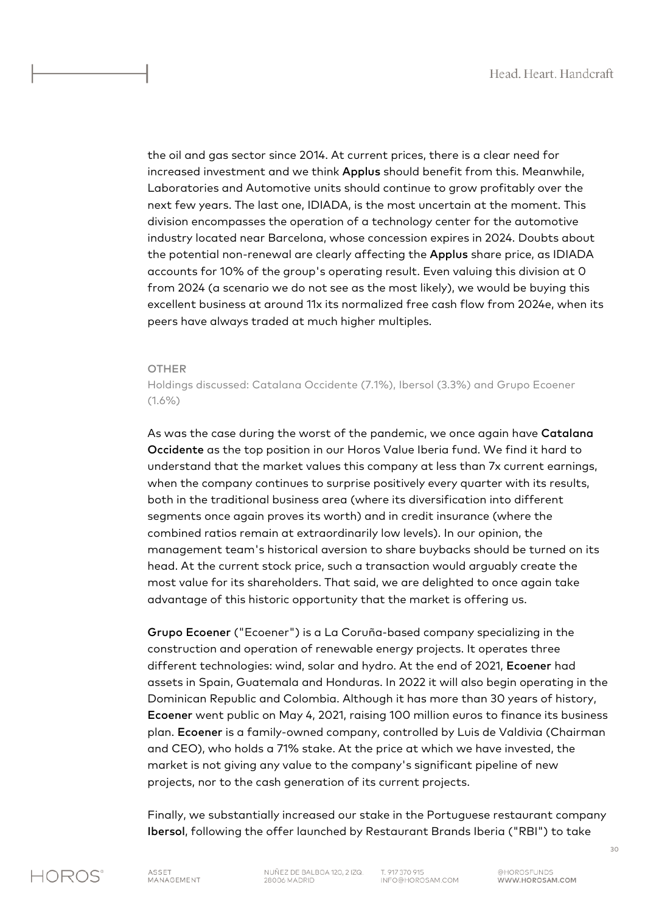the oil and gas sector since 2014. At current prices, there is a clear need for increased investment and we think **Applus** should benefit from this. Meanwhile, Laboratories and Automotive units should continue to grow profitably over the next few years. The last one, IDIADA, is the most uncertain at the moment. This division encompasses the operation of a technology center for the automotive industry located near Barcelona, whose concession expires in 2024. Doubts about the potential non-renewal are clearly affecting the **Applus** share price, as IDIADA accounts for 10% of the group's operating result. Even valuing this division at 0 from 2024 (a scenario we do not see as the most likely), we would be buying this excellent business at around 11x its normalized free cash flow from 2024e, when its peers have always traded at much higher multiples.

## OTHER

Holdings discussed: Catalana Occidente (7.1%), Ibersol (3.3%) and Grupo Ecoener (1.6%)

As was the case during the worst of the pandemic, we once again have **Catalana Occidente** as the top position in our Horos Value Iberia fund. We find it hard to understand that the market values this company at less than 7x current earnings, when the company continues to surprise positively every quarter with its results, both in the traditional business area (where its diversification into different segments once again proves its worth) and in credit insurance (where the combined ratios remain at extraordinarily low levels). In our opinion, the management team's historical aversion to share buybacks should be turned on its head. At the current stock price, such a transaction would arguably create the most value for its shareholders. That said, we are delighted to once again take advantage of this historic opportunity that the market is offering us.

**Grupo Ecoener** ("Ecoener") is a La Coruña-based company specializing in the construction and operation of renewable energy projects. It operates three different technologies: wind, solar and hydro. At the end of 2021, **Ecoener** had assets in Spain, Guatemala and Honduras. In 2022 it will also begin operating in the Dominican Republic and Colombia. Although it has more than 30 years of history, **Ecoener** went public on May 4, 2021, raising 100 million euros to finance its business plan. **Ecoener** is a family-owned company, controlled by Luis de Valdivia (Chairman and CEO), who holds a 71% stake. At the price at which we have invested, the market is not giving any value to the company's significant pipeline of new projects, nor to the cash generation of its current projects.

Finally, we substantially increased our stake in the Portuguese restaurant company **Ibersol**, following the offer launched by Restaurant Brands Iberia ("RBI") to take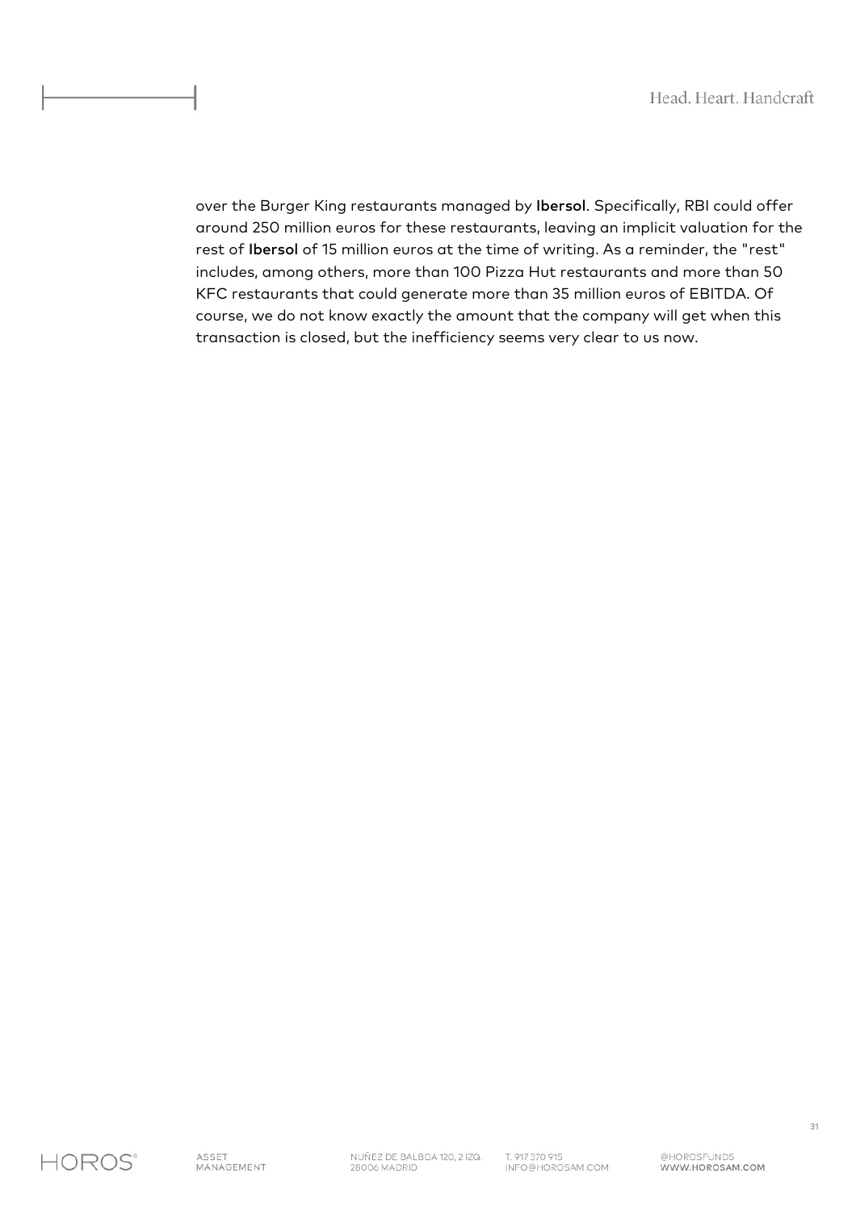over the Burger King restaurants managed by **Ibersol**. Specifically, RBI could offer around 250 million euros for these restaurants, leaving an implicit valuation for the rest of **Ibersol** of 15 million euros at the time of writing. As a reminder, the "rest" includes, among others, more than 100 Pizza Hut restaurants and more than 50 KFC restaurants that could generate more than 35 million euros of EBITDA. Of course, we do not know exactly the amount that the company will get when this transaction is closed, but the inefficiency seems very clear to us now.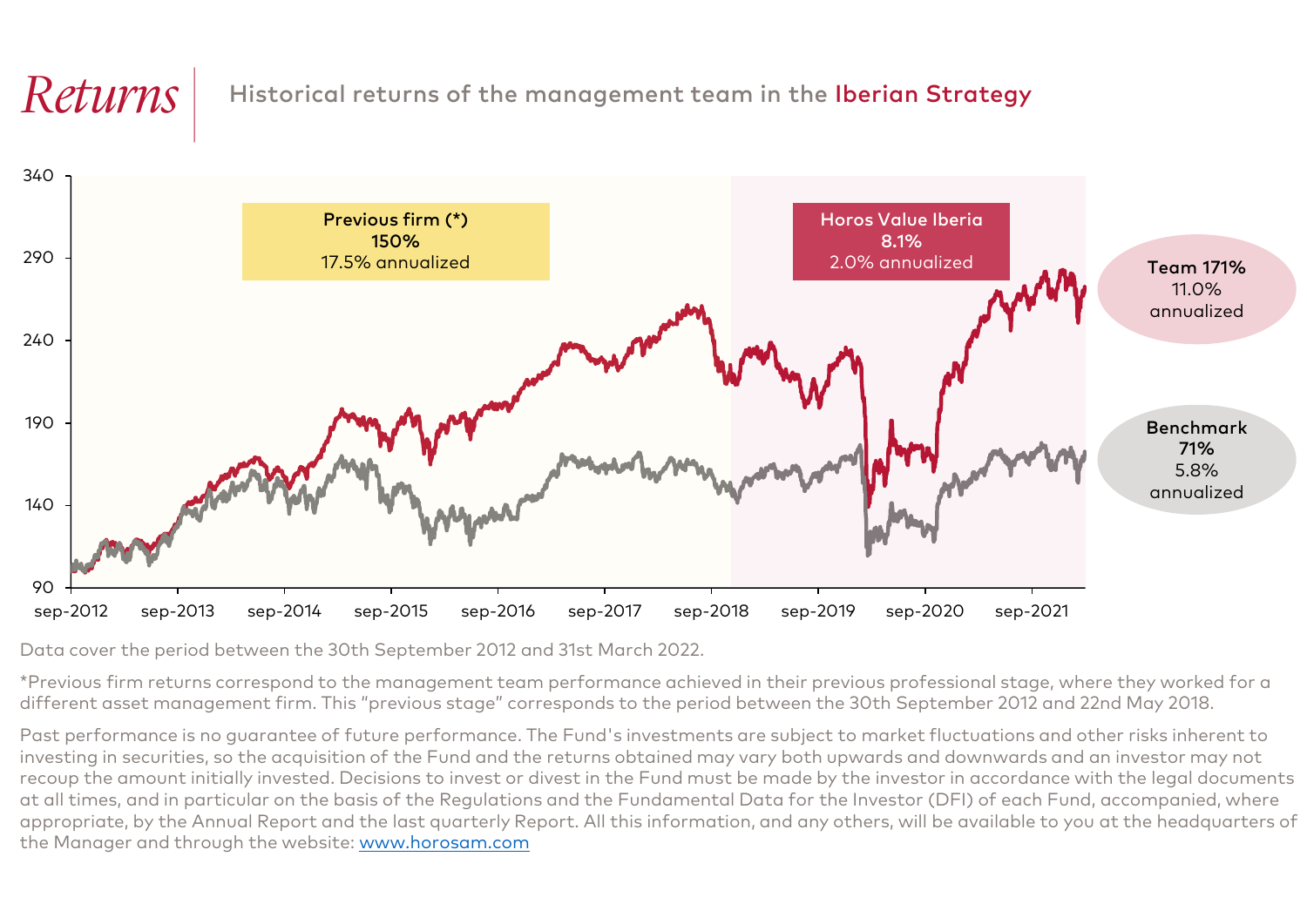# *Returns*

Historical returns of the management team in the Iberian Strategy

**Previous firm (*)**
**150%**
17.5% annualized

**Horos Value Iberia**
**8.1%**
2.0% annualized

**Team 171%**
11.0%
annualized

**Benchmark**
**71%**
5.8%
annualized

Data cover the period between the 30th September 2012 and 31st March 2022.

*Previous firm returns correspond to the management team performance achieved in their previous professional stage, where they worked for a different asset management firm. This "previous stage" corresponds to the period between the 30th September 2012 and 22nd May 2018.

Past performance is no guarantee of future performance. The Fund's investments are subject to market fluctuations and other risks inherent to investing in securities, so the acquisition of the Fund and the returns obtained may vary both upwards and downwards and an investor may not recoup the amount initially invested. Decisions to invest or divest in the Fund must be made by the investor in accordance with the legal documents at all times, and in particular on the basis of the Regulations and the Fundamental Data for the Investor (DFI) of each Fund, accompanied, where appropriate, by the Annual Report and the last quarterly Report. All this information, and any others, will be available to you at the headquarters of the Manager and through the website: [www.horosam.com](http://www.horosam.com)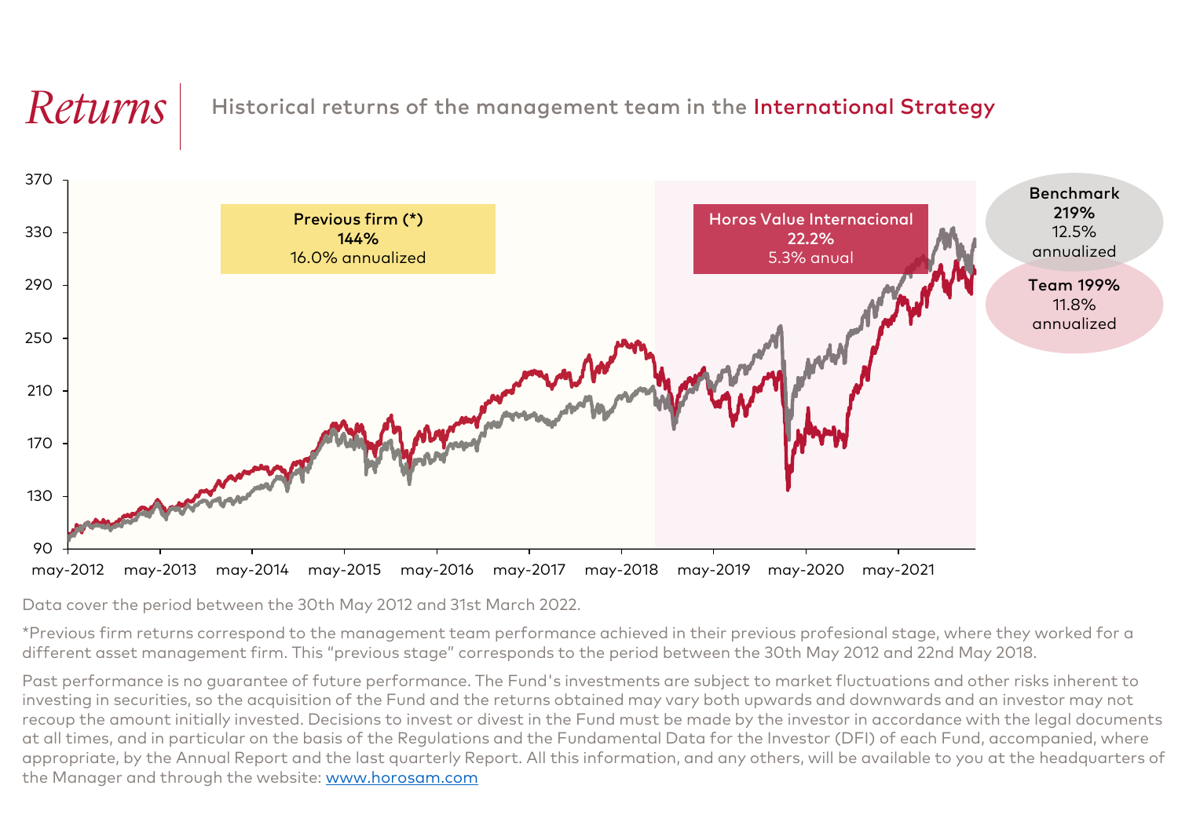# *Returns*

Historical returns of the management team in the International Strategy

**Previous firm (*)**
**144%**
16.0% annualized

**Horos Value Internacional**
**22.2%**
5.3% anual

**Benchmark**
**219%**
12.5%
annualized

**Team 199%**
11.8%
annualized

Data cover the period between the 30th May 2012 and 31st March 2022.

*Previous firm returns correspond to the management team performance achieved in their previous profesional stage, where they worked for a different asset management firm. This "previous stage" corresponds to the period between the 30th May 2012 and 22nd May 2018.

Past performance is no guarantee of future performance. The Fund's investments are subject to market fluctuations and other risks inherent to investing in securities, so the acquisition of the Fund and the returns obtained may vary both upwards and downwards and an investor may not recoup the amount initially invested. Decisions to invest or divest in the Fund must be made by the investor in accordance with the legal documents at all times, and in particular on the basis of the Regulations and the Fundamental Data for the Investor (DFI) of each Fund, accompanied, where appropriate, by the Annual Report and the last quarterly Report. All this information, and any others, will be available to you at the headquarters of the Manager and through the website: [www.horosam.com](http://www.horosam.com)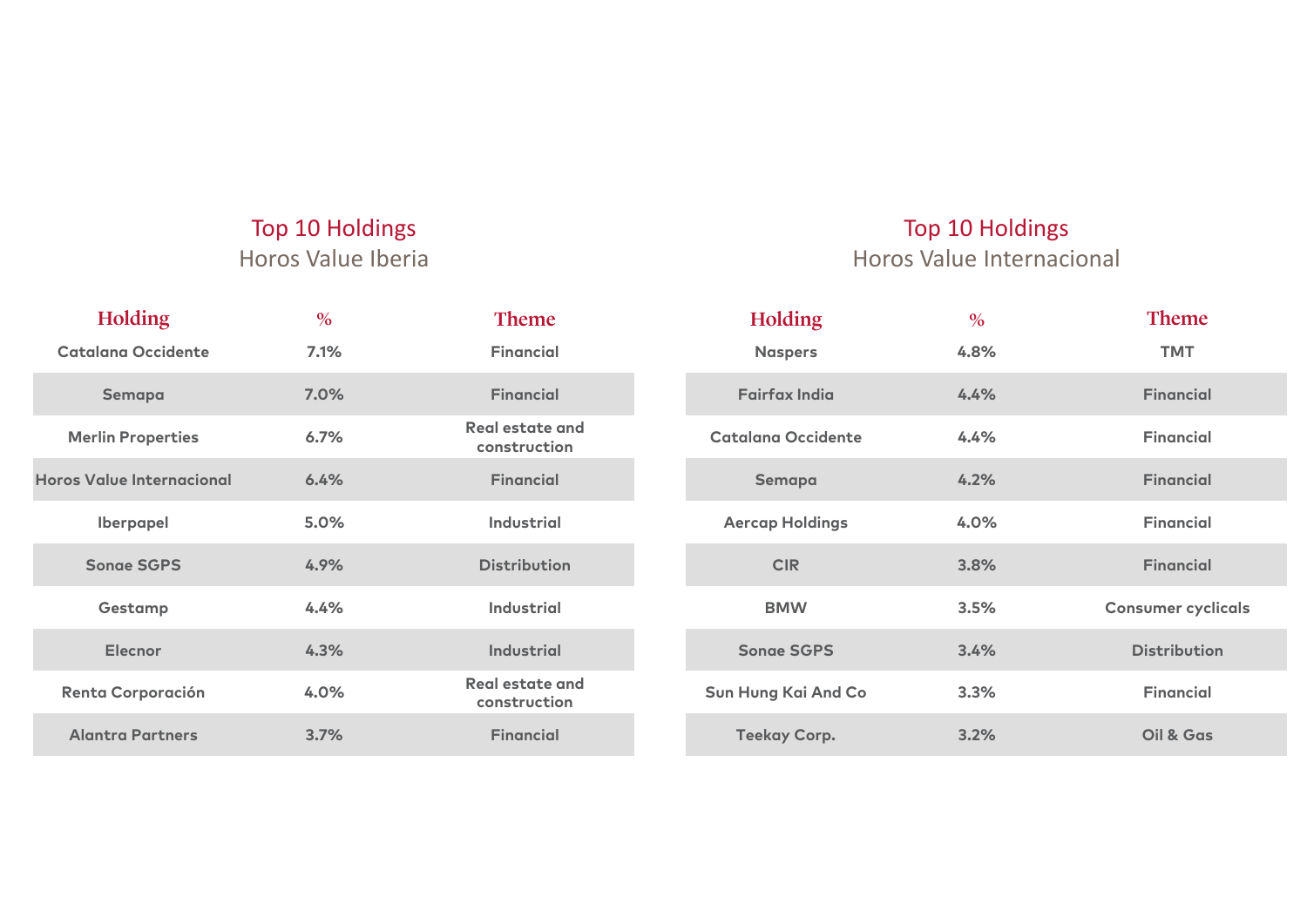## Top 10 Holdings
### Horos Value Iberia

| Holding | % | Theme |
|---|---|---|
| Catalana Occidente | 7.1% | Financial |
| Semapa | 7.0% | Financial |
| Merlin Properties | 6.7% | Real estate and construction |
| Horos Value Internacional | 6.4% | Financial |
| Iberpapel | 5.0% | Industrial |
| Sonae SGPS | 4.9% | Distribution |
| Gestamp | 4.4% | Industrial |
| Elecnor | 4.3% | Industrial |
| Renta Corporación | 4.0% | Real estate and construction |
| Alantra Partners | 3.7% | Financial |

## Top 10 Holdings
### Horos Value Internacional

| Holding | % | Theme |
|---|---|---|
| Naspers | 4.8% | TMT |
| Fairfax India | 4.4% | Financial |
| Catalana Occidente | 4.4% | Financial |
| Semapa | 4.2% | Financial |
| Aercap Holdings | 4.0% | Financial |
| CIR | 3.8% | Financial |
| BMW | 3.5% | Consumer cyclicals |
| Sonae SGPS | 3.4% | Distribution |
| Sun Hung Kai And Co | 3.3% | Financial |
| Teekay Corp. | 3.2% | Oil & Gas |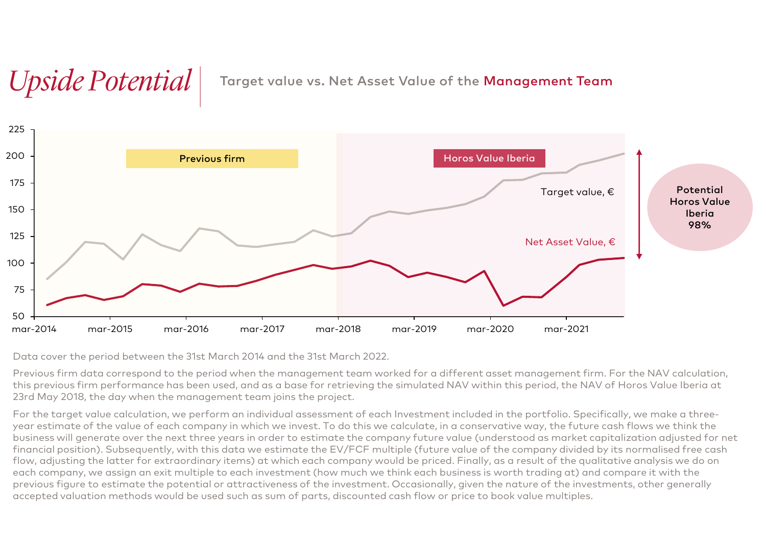# *Upside Potential*

## Target value vs. Net Asset Value of the Management Team

Previous firm

Horos Value Iberia

Target value, €

Net Asset Value, €

Potential Horos Value Iberia 98%

Data cover the period between the 31st March 2014 and the 31st March 2022.

Previous firm data correspond to the period when the management team worked for a different asset management firm. For the NAV calculation, this previous firm performance has been used, and as a base for retrieving the simulated NAV within this period, the NAV of Horos Value Iberia at 23rd May 2018, the day when the management team joins the project.

For the target value calculation, we perform an individual assessment of each Investment included in the portfolio. Specifically, we make a three-year estimate of the value of each company in which we invest. To do this we calculate, in a conservative way, the future cash flows we think the business will generate over the next three years in order to estimate the company future value (understood as market capitalization adjusted for net financial position). Subsequently, with this data we estimate the EV/FCF multiple (future value of the company divided by its normalised free cash flow, adjusting the latter for extraordinary items) at which each company would be priced. Finally, as a result of the qualitative analysis we do on each company, we assign an exit multiple to each investment (how much we think each business is worth trading at) and compare it with the previous figure to estimate the potential or attractiveness of the investment. Occasionally, given the nature of the investments, other generally accepted valuation methods would be used such as sum of parts, discounted cash flow or price to book value multiples.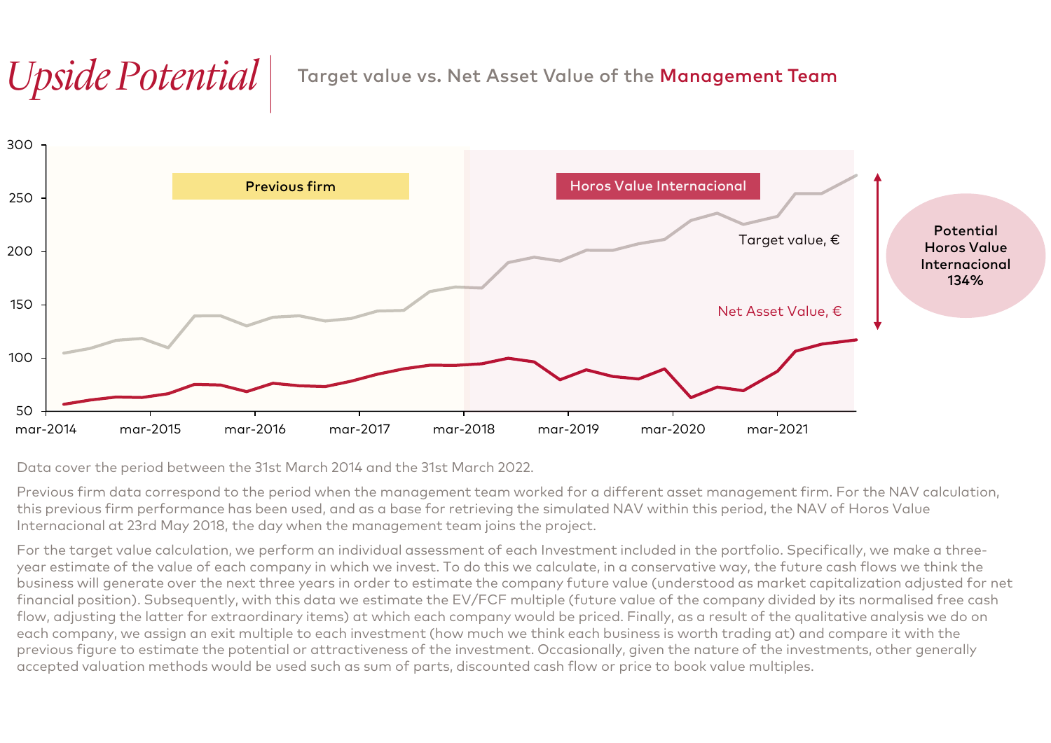# *Upside Potential*

## Target value vs. Net Asset Value of the Management Team

300
250
200
150
100
50

mar-2014
mar-2015
mar-2016
mar-2017
mar-2018
mar-2019
mar-2020
mar-2021

Previous firm

Horos Value Internacional

Target value, €

Net Asset Value, €

Potential
Horos Value
Internacional
134%

Data cover the period between the 31st March 2014 and the 31st March 2022.

Previous firm data correspond to the period when the management team worked for a different asset management firm. For the NAV calculation, this previous firm performance has been used, and as a base for retrieving the simulated NAV within this period, the NAV of Horos Value Internacional at 23rd May 2018, the day when the management team joins the project.

For the target value calculation, we perform an individual assessment of each Investment included in the portfolio. Specifically, we make a three-year estimate of the value of each company in which we invest. To do this we calculate, in a conservative way, the future cash flows we think the business will generate over the next three years in order to estimate the company future value (understood as market capitalization adjusted for net financial position). Subsequently, with this data we estimate the EV/FCF multiple (future value of the company divided by its normalised free cash flow, adjusting the latter for extraordinary items) at which each company would be priced. Finally, as a result of the qualitative analysis we do on each company, we assign an exit multiple to each investment (how much we think each business is worth trading at) and compare it with the previous figure to estimate the potential or attractiveness of the investment. Occasionally, given the nature of the investments, other generally accepted valuation methods would be used such as sum of parts, discounted cash flow or price to book value multiples.